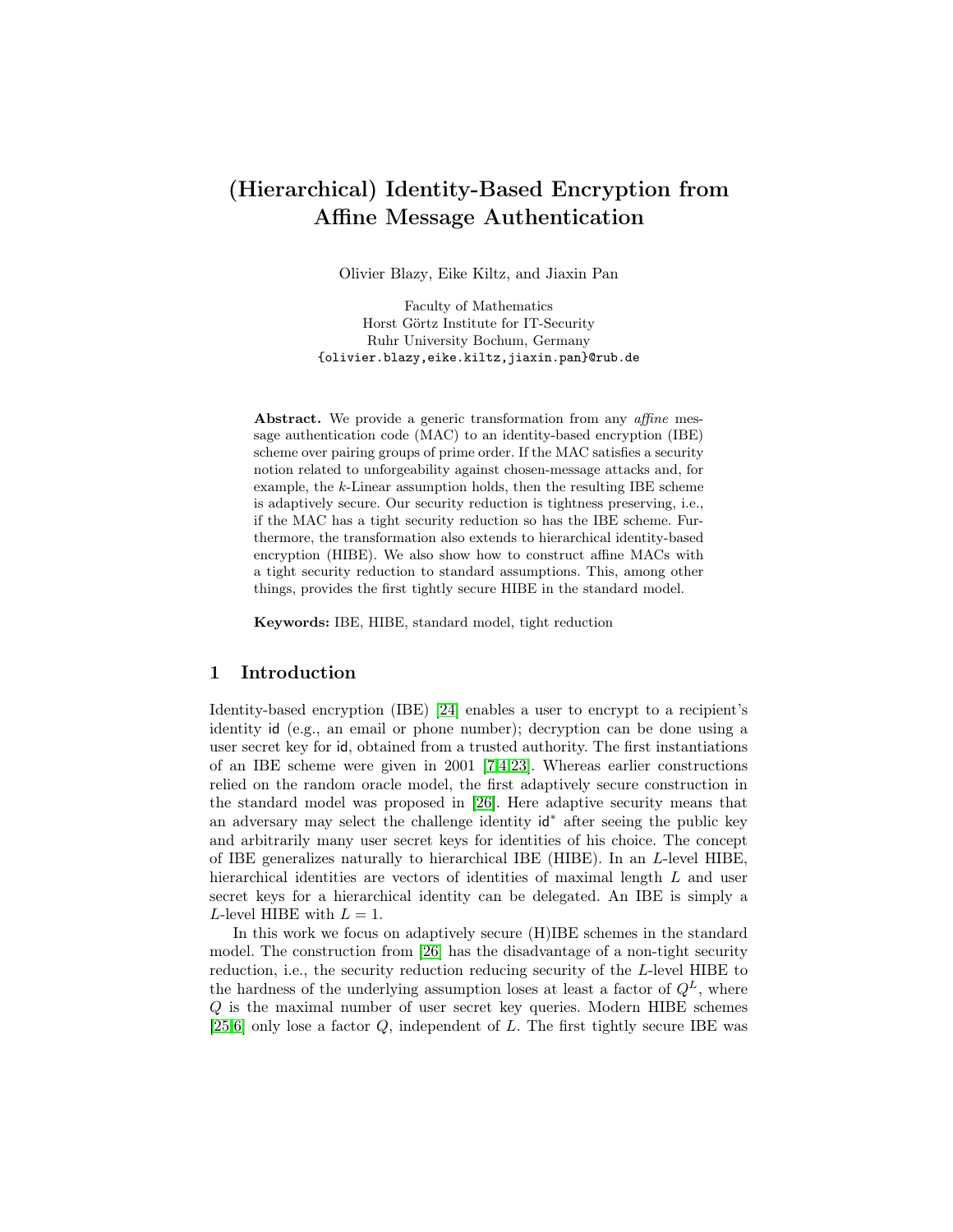# (Hierarchical) Identity-Based Encryption from Affine Message Authentication

Olivier Blazy, Eike Kiltz, and Jiaxin Pan

Faculty of Mathematics
Horst Görtz Institute for IT-Security
Ruhr University Bochum, Germany
{olivier.blazy,eike.kiltz,jiaxin.pan}@rub.de

**Abstract.** We provide a generic transformation from any *affine* message authentication code (MAC) to an identity-based encryption (IBE) scheme over pairing groups of prime order. If the MAC satisfies a security notion related to unforgeability against chosen-message attacks and, for example, the $k$-Linear assumption holds, then the resulting IBE scheme is adaptively secure. Our security reduction is tightness preserving, i.e., if the MAC has a tight security reduction so has the IBE scheme. Furthermore, the transformation also extends to hierarchical identity-based encryption (HIBE). We also show how to construct affine MACs with a tight security reduction to standard assumptions. This, among other things, provides the first tightly secure HIBE in the standard model.

**Keywords:** IBE, HIBE, standard model, tight reduction

## 1 Introduction

Identity-based encryption (IBE) [24] enables a user to encrypt to a recipient's identity $\mathsf{id}$ (e.g., an email or phone number); decryption can be done using a user secret key for $\mathsf{id}$, obtained from a trusted authority. The first instantiations of an IBE scheme were given in 2001 [7,4,23]. Whereas earlier constructions relied on the random oracle model, the first adaptively secure construction in the standard model was proposed in [26]. Here adaptive security means that an adversary may select the challenge identity $\mathsf{id}^*$ after seeing the public key and arbitrarily many user secret keys for identities of his choice. The concept of IBE generalizes naturally to hierarchical IBE (HIBE). In an $L$-level HIBE, hierarchical identities are vectors of identities of maximal length $L$ and user secret keys for a hierarchical identity can be delegated. An IBE is simply a $L$-level HIBE with $L = 1$.

In this work we focus on adaptively secure (H)IBE schemes in the standard model. The construction from [26] has the disadvantage of a non-tight security reduction, i.e., the security reduction reducing security of the $L$-level HIBE to the hardness of the underlying assumption loses at least a factor of $Q^L$, where $Q$ is the maximal number of user secret key queries. Modern HIBE schemes [25,6] only lose a factor $Q$, independent of $L$. The first tightly secure IBE was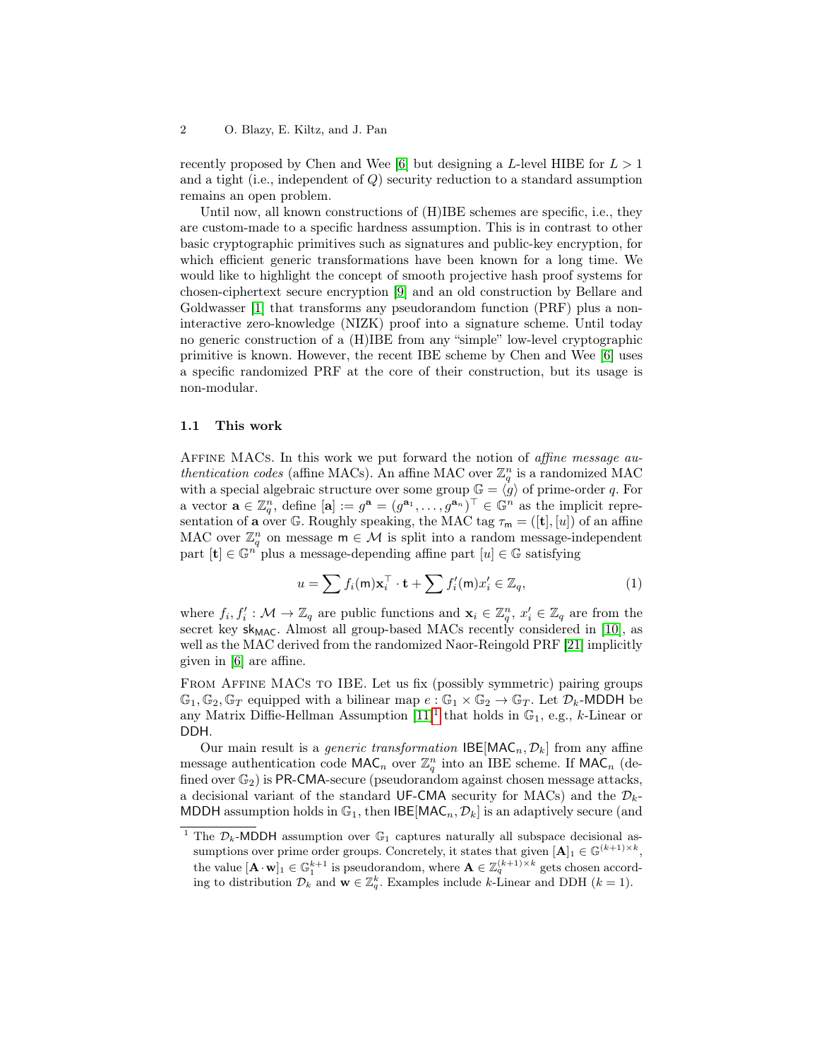recently proposed by Chen and Wee [6] but designing a $L$-level HIBE for $L > 1$ and a tight (i.e., independent of $Q$) security reduction to a standard assumption remains an open problem.

Until now, all known constructions of (H)IBE schemes are specific, i.e., they are custom-made to a specific hardness assumption. This is in contrast to other basic cryptographic primitives such as signatures and public-key encryption, for which efficient generic transformations have been known for a long time. We would like to highlight the concept of smooth projective hash proof systems for chosen-ciphertext secure encryption [9] and an old construction by Bellare and Goldwasser [1] that transforms any pseudorandom function (PRF) plus a non-interactive zero-knowledge (NIZK) proof into a signature scheme. Until today no generic construction of a (H)IBE from any "simple" low-level cryptographic primitive is known. However, the recent IBE scheme by Chen and Wee [6] uses a specific randomized PRF at the core of their construction, but its usage is non-modular.

### 1.1 This work

Affine MACs. In this work we put forward the notion of *affine message authentication codes* (affine MACs). An affine MAC over $\mathbb{Z}_q^n$ is a randomized MAC with a special algebraic structure over some group $\mathbb{G} = \langle g \rangle$ of prime-order $q$. For a vector $\mathbf{a} \in \mathbb{Z}_q^n$, define $[\mathbf{a}] := g^{\mathbf{a}} = (g^{\mathbf{a}_1}, \ldots, g^{\mathbf{a}_n})^\top \in \mathbb{G}^n$ as the implicit representation of $\mathbf{a}$ over $\mathbb{G}$. Roughly speaking, the MAC tag $\tau_{\mathsf{m}} = ([\mathbf{t}], [u])$ of an affine MAC over $\mathbb{Z}_q^n$ on message $\mathsf{m} \in \mathcal{M}$ is split into a random message-independent part $[\mathbf{t}] \in \mathbb{G}^n$ plus a message-depending affine part $[u] \in \mathbb{G}$ satisfying

$$u = \sum f_i(\mathsf{m})\mathbf{x}_i^\top \cdot \mathbf{t} + \sum f_i'(\mathsf{m})x_i' \in \mathbb{Z}_q, \tag{1}$$

where $f_i, f_i' : \mathcal{M} \to \mathbb{Z}_q$ are public functions and $\mathbf{x}_i \in \mathbb{Z}_q^n$, $x_i' \in \mathbb{Z}_q$ are from the secret key $\mathsf{sk}_{\mathsf{MAC}}$. Almost all group-based MACs recently considered in [10], as well as the MAC derived from the randomized Naor-Reingold PRF [21] implicitly given in [6] are affine.

From Affine MACs to IBE. Let us fix (possibly symmetric) pairing groups $\mathbb{G}_1, \mathbb{G}_2, \mathbb{G}_T$ equipped with a bilinear map $e : \mathbb{G}_1 \times \mathbb{G}_2 \to \mathbb{G}_T$. Let $\mathcal{D}_k$-$\mathsf{MDDH}$ be any Matrix Diffie-Hellman Assumption [11][1] that holds in $\mathbb{G}_1$, e.g., $k$-Linear or $\mathsf{DDH}$.

Our main result is a *generic transformation* $\mathsf{IBE}[\mathsf{MAC}_n, \mathcal{D}_k]$ from any affine message authentication code $\mathsf{MAC}_n$ over $\mathbb{Z}_q^n$ into an IBE scheme. If $\mathsf{MAC}_n$ (defined over $\mathbb{G}_2$) is $\mathsf{PR}$-$\mathsf{CMA}$-secure (pseudorandom against chosen message attacks, a decisional variant of the standard $\mathsf{UF}$-$\mathsf{CMA}$ security for MACs) and the $\mathcal{D}_k$-$\mathsf{MDDH}$ assumption holds in $\mathbb{G}_1$, then $\mathsf{IBE}[\mathsf{MAC}_n, \mathcal{D}_k]$ is an adaptively secure (and

[1] The $\mathcal{D}_k$-$\mathsf{MDDH}$ assumption over $\mathbb{G}_1$ captures naturally all subspace decisional assumptions over prime order groups. Concretely, it states that given $[\mathbf{A}]_1 \in \mathbb{G}^{(k+1)\times k}$, the value $[\mathbf{A} \cdot \mathbf{w}]_1 \in \mathbb{G}_1^{k+1}$ is pseudorandom, where $\mathbf{A} \in \mathbb{Z}_q^{(k+1)\times k}$ gets chosen according to distribution $\mathcal{D}_k$ and $\mathbf{w} \in \mathbb{Z}_q^k$. Examples include $k$-Linear and DDH ($k = 1$).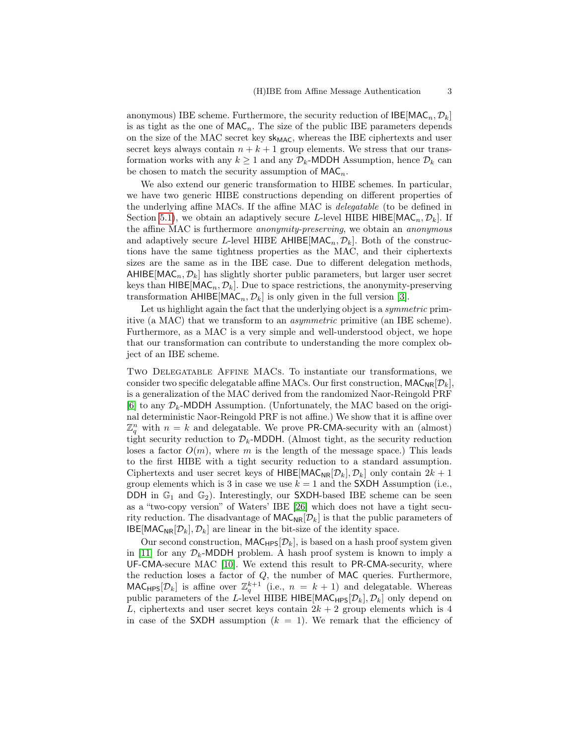anonymous) IBE scheme. Furthermore, the security reduction of $\mathsf{IBE}[\mathsf{MAC}_n, \mathcal{D}_k]$ is as tight as the one of $\mathsf{MAC}_n$. The size of the public IBE parameters depends on the size of the MAC secret key $\mathsf{sk}_{\mathsf{MAC}}$, whereas the IBE ciphertexts and user secret keys always contain $n + k + 1$ group elements. We stress that our transformation works with any $k \geq 1$ and any $\mathcal{D}_k$-$\mathsf{MDDH}$ Assumption, hence $\mathcal{D}_k$ can be chosen to match the security assumption of $\mathsf{MAC}_n$.

We also extend our generic transformation to HIBE schemes. In particular, we have two generic HIBE constructions depending on different properties of the underlying affine MACs. If the affine MAC is *delegatable* (to be defined in Section 5.1), we obtain an adaptively secure $L$-level HIBE $\mathsf{HIBE}[\mathsf{MAC}_n, \mathcal{D}_k]$. If the affine MAC is furthermore *anonymity-preserving*, we obtain an *anonymous* and adaptively secure $L$-level HIBE $\mathsf{AHIBE}[\mathsf{MAC}_n, \mathcal{D}_k]$. Both of the constructions have the same tightness properties as the MAC, and their ciphertexts sizes are the same as in the IBE case. Due to different delegation methods, $\mathsf{AHIBE}[\mathsf{MAC}_n, \mathcal{D}_k]$ has slightly shorter public parameters, but larger user secret keys than $\mathsf{HIBE}[\mathsf{MAC}_n, \mathcal{D}_k]$. Due to space restrictions, the anonymity-preserving transformation $\mathsf{AHIBE}[\mathsf{MAC}_n, \mathcal{D}_k]$ is only given in the full version [3].

Let us highlight again the fact that the underlying object is a *symmetric* primitive (a MAC) that we transform to an *asymmetric* primitive (an IBE scheme). Furthermore, as a MAC is a very simple and well-understood object, we hope that our transformation can contribute to understanding the more complex object of an IBE scheme.

Two Delegatable Affine MACs. To instantiate our transformations, we consider two specific delegatable affine MACs. Our first construction, $\mathsf{MAC}_{\mathsf{NR}}[\mathcal{D}_k]$, is a generalization of the MAC derived from the randomized Naor-Reingold PRF [6] to any $\mathcal{D}_k$-$\mathsf{MDDH}$ Assumption. (Unfortunately, the MAC based on the original deterministic Naor-Reingold PRF is not affine.) We show that it is affine over $\mathbb{Z}_q^n$ with $n = k$ and delegatable. We prove $\mathsf{PR}$-$\mathsf{CMA}$-security with an (almost) tight security reduction to $\mathcal{D}_k$-$\mathsf{MDDH}$. (Almost tight, as the security reduction loses a factor $O(m)$, where $m$ is the length of the message space.) This leads to the first HIBE with a tight security reduction to a standard assumption. Ciphertexts and user secret keys of $\mathsf{HIBE}[\mathsf{MAC}_{\mathsf{NR}}[\mathcal{D}_k], \mathcal{D}_k]$ only contain $2k + 1$ group elements which is 3 in case we use $k = 1$ and the $\mathsf{SXDH}$ Assumption (i.e., $\mathsf{DDH}$ in $\mathbb{G}_1$ and $\mathbb{G}_2$). Interestingly, our $\mathsf{SXDH}$-based IBE scheme can be seen as a "two-copy version" of Waters' IBE [26] which does not have a tight security reduction. The disadvantage of $\mathsf{MAC}_{\mathsf{NR}}[\mathcal{D}_k]$ is that the public parameters of $\mathsf{IBE}[\mathsf{MAC}_{\mathsf{NR}}[\mathcal{D}_k], \mathcal{D}_k]$ are linear in the bit-size of the identity space.

Our second construction, $\mathsf{MAC}_{\mathsf{HPS}}[\mathcal{D}_k]$, is based on a hash proof system given in [11] for any $\mathcal{D}_k$-$\mathsf{MDDH}$ problem. A hash proof system is known to imply a $\mathsf{UF}$-$\mathsf{CMA}$-secure MAC [10]. We extend this result to $\mathsf{PR}$-$\mathsf{CMA}$-security, where the reduction loses a factor of $Q$, the number of $\mathsf{MAC}$ queries. Furthermore, $\mathsf{MAC}_{\mathsf{HPS}}[\mathcal{D}_k]$ is affine over $\mathbb{Z}_q^{k+1}$ (i.e., $n = k + 1$) and delegatable. Whereas public parameters of the $L$-level HIBE $\mathsf{HIBE}[\mathsf{MAC}_{\mathsf{HPS}}[\mathcal{D}_k], \mathcal{D}_k]$ only depend on $L$, ciphertexts and user secret keys contain $2k + 2$ group elements which is 4 in case of the $\mathsf{SXDH}$ assumption ($k = 1$). We remark that the efficiency of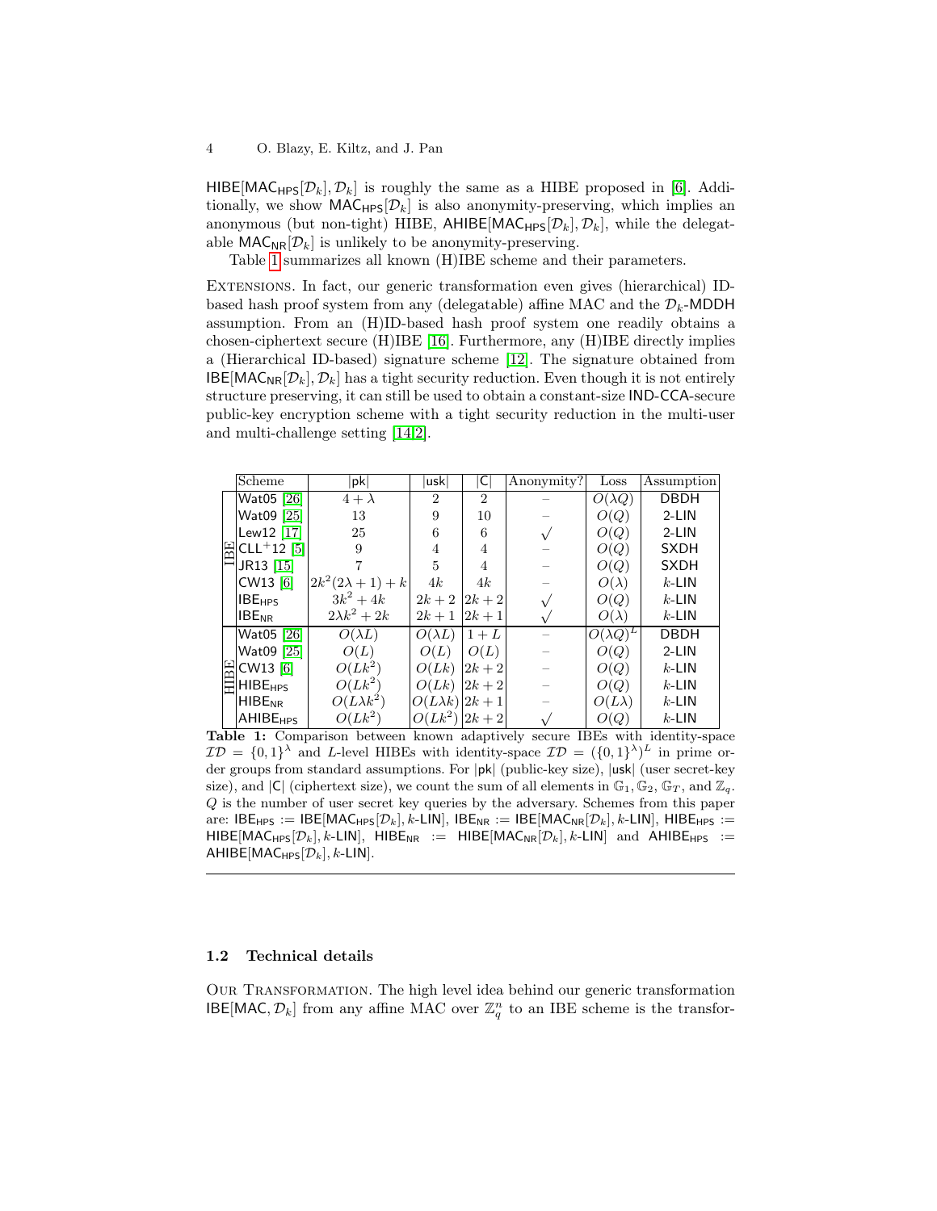$\mathsf{HIBE}[\mathsf{MAC}_{\mathsf{HPS}}[\mathcal{D}_k], \mathcal{D}_k]$ is roughly the same as a HIBE proposed in [6]. Additionally, we show $\mathsf{MAC}_{\mathsf{HPS}}[\mathcal{D}_k]$ is also anonymity-preserving, which implies an anonymous (but non-tight) HIBE, $\mathsf{AHIBE}[\mathsf{MAC}_{\mathsf{HPS}}[\mathcal{D}_k], \mathcal{D}_k]$, while the delegatable $\mathsf{MAC}_{\mathsf{NR}}[\mathcal{D}_k]$ is unlikely to be anonymity-preserving.

Table 1 summarizes all known (H)IBE scheme and their parameters.

Extensions. In fact, our generic transformation even gives (hierarchical) ID-based hash proof system from any (delegatable) affine MAC and the $\mathcal{D}_k$-MDDH assumption. From an (H)ID-based hash proof system one readily obtains a chosen-ciphertext secure (H)IBE [16]. Furthermore, any (H)IBE directly implies a (Hierarchical ID-based) signature scheme [12]. The signature obtained from $\mathsf{IBE}[\mathsf{MAC}_{\mathsf{NR}}[\mathcal{D}_k], \mathcal{D}_k]$ has a tight security reduction. Even though it is not entirely structure preserving, it can still be used to obtain a constant-size IND-CCA-secure public-key encryption scheme with a tight security reduction in the multi-user and multi-challenge setting [14,2].

| | Scheme | $\|\mathsf{pk}\|$ | $\|\mathsf{usk}\|$ | $\|\mathsf{C}\|$ | Anonymity? | Loss | Assumption |
|---|---|---|---|---|---|---|---|
| IBE | Wat05 [26] | $4+\lambda$ | 2 | 2 | – | $O(\lambda Q)$ | DBDH |
| | Wat09 [25] | 13 | 9 | 10 | – | $O(Q)$ | 2-LIN |
| | Lew12 [17] | 25 | 6 | 6 | $\surd$ | $O(Q)$ | 2-LIN |
| | CLL$^+$12 [5] | 9 | 4 | 4 | – | $O(Q)$ | SXDH |
| | JR13 [15] | 7 | 5 | 4 | – | $O(Q)$ | SXDH |
| | CW13 [6] | $2k^2(2\lambda+1)+k$ | $4k$ | $4k$ | – | $O(\lambda)$ | $k$-LIN |
| | $\mathsf{IBE}_{\mathsf{HPS}}$ | $3k^2+4k$ | $2k+2$ | $2k+2$ | $\surd$ | $O(Q)$ | $k$-LIN |
| | $\mathsf{IBE}_{\mathsf{NR}}$ | $2\lambda k^2+2k$ | $2k+1$ | $2k+1$ | $\surd$ | $O(\lambda)$ | $k$-LIN |
| HIBE | Wat05 [26] | $O(\lambda L)$ | $O(\lambda L)$ | $1+L$ | – | $O(\lambda Q)^L$ | DBDH |
| | Wat09 [25] | $O(L)$ | $O(L)$ | $O(L)$ | – | $O(Q)$ | 2-LIN |
| | CW13 [6] | $O(Lk^2)$ | $O(Lk)$ | $2k+2$ | – | $O(Q)$ | $k$-LIN |
| | $\mathsf{HIBE}_{\mathsf{HPS}}$ | $O(Lk^2)$ | $O(Lk)$ | $2k+2$ | – | $O(Q)$ | $k$-LIN |
| | $\mathsf{HIBE}_{\mathsf{NR}}$ | $O(L\lambda k^2)$ | $O(L\lambda k)$ | $2k+1$ | – | $O(L\lambda)$ | $k$-LIN |
| | $\mathsf{AHIBE}_{\mathsf{HPS}}$ | $O(Lk^2)$ | $O(Lk^2)$ | $2k+2$ | $\surd$ | $O(Q)$ | $k$-LIN |

**Table 1:** Comparison between known adaptively secure IBEs with identity-space $\mathcal{ID} = \{0,1\}^\lambda$ and $L$-level HIBEs with identity-space $\mathcal{ID} = (\{0,1\}^\lambda)^L$ in prime order groups from standard assumptions. For $|\mathsf{pk}|$ (public-key size), $|\mathsf{usk}|$ (user secret-key size), and $|\mathsf{C}|$ (ciphertext size), we count the sum of all elements in $\mathbb{G}_1, \mathbb{G}_2, \mathbb{G}_T$, and $\mathbb{Z}_q$. $Q$ is the number of user secret key queries by the adversary. Schemes from this paper are: $\mathsf{IBE}_{\mathsf{HPS}} := \mathsf{IBE}[\mathsf{MAC}_{\mathsf{HPS}}[\mathcal{D}_k], k\text{-}\mathsf{LIN}]$, $\mathsf{IBE}_{\mathsf{NR}} := \mathsf{IBE}[\mathsf{MAC}_{\mathsf{NR}}[\mathcal{D}_k], k\text{-}\mathsf{LIN}]$, $\mathsf{HIBE}_{\mathsf{HPS}} := \mathsf{HIBE}[\mathsf{MAC}_{\mathsf{HPS}}[\mathcal{D}_k], k\text{-}\mathsf{LIN}]$, $\mathsf{HIBE}_{\mathsf{NR}} := \mathsf{HIBE}[\mathsf{MAC}_{\mathsf{NR}}[\mathcal{D}_k], k\text{-}\mathsf{LIN}]$ and $\mathsf{AHIBE}_{\mathsf{HPS}} := \mathsf{AHIBE}[\mathsf{MAC}_{\mathsf{HPS}}[\mathcal{D}_k], k\text{-}\mathsf{LIN}]$.

### 1.2 Technical details

Our Transformation. The high level idea behind our generic transformation $\mathsf{IBE}[\mathsf{MAC}, \mathcal{D}_k]$ from any affine MAC over $\mathbb{Z}_q^n$ to an IBE scheme is the transfor-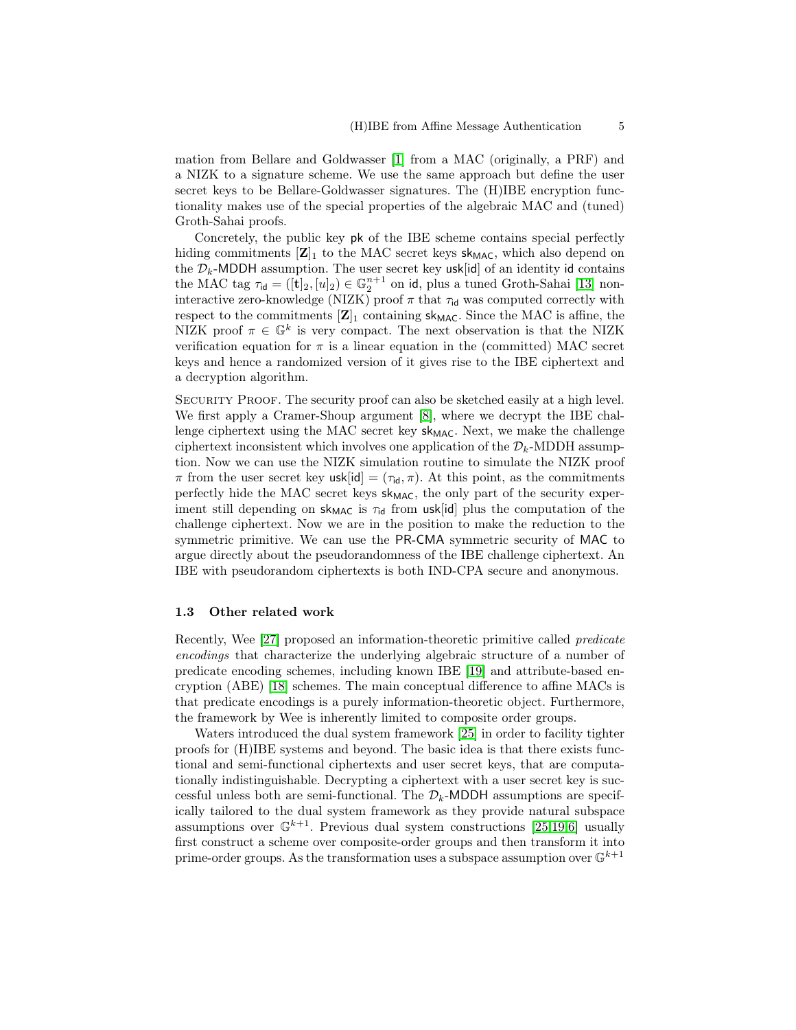mation from Bellare and Goldwasser [1] from a MAC (originally, a PRF) and a NIZK to a signature scheme. We use the same approach but define the user secret keys to be Bellare-Goldwasser signatures. The (H)IBE encryption functionality makes use of the special properties of the algebraic MAC and (tuned) Groth-Sahai proofs.

Concretely, the public key $\mathsf{pk}$ of the IBE scheme contains special perfectly hiding commitments $[\mathbf{Z}]_1$ to the MAC secret keys $\mathsf{sk}_{\mathsf{MAC}}$, which also depend on the $\mathcal{D}_k$-MDDH assumption. The user secret key $\mathsf{usk}[\mathsf{id}]$ of an identity $\mathsf{id}$ contains the MAC tag $\tau_{\mathsf{id}} = ([\mathbf{t}]_2, [u]_2) \in \mathbb{G}_2^{n+1}$ on $\mathsf{id}$, plus a tuned Groth-Sahai [13] non-interactive zero-knowledge (NIZK) proof $\pi$ that $\tau_{\mathsf{id}}$ was computed correctly with respect to the commitments $[\mathbf{Z}]_1$ containing $\mathsf{sk}_{\mathsf{MAC}}$. Since the MAC is affine, the NIZK proof $\pi \in \mathbb{G}^k$ is very compact. The next observation is that the NIZK verification equation for $\pi$ is a linear equation in the (committed) MAC secret keys and hence a randomized version of it gives rise to the IBE ciphertext and a decryption algorithm.

Security Proof. The security proof can also be sketched easily at a high level. We first apply a Cramer-Shoup argument [8], where we decrypt the IBE challenge ciphertext using the MAC secret key $\mathsf{sk}_{\mathsf{MAC}}$. Next, we make the challenge ciphertext inconsistent which involves one application of the $\mathcal{D}_k$-MDDH assumption. Now we can use the NIZK simulation routine to simulate the NIZK proof $\pi$ from the user secret key $\mathsf{usk}[\mathsf{id}] = (\tau_{\mathsf{id}}, \pi)$. At this point, as the commitments perfectly hide the MAC secret keys $\mathsf{sk}_{\mathsf{MAC}}$, the only part of the security experiment still depending on $\mathsf{sk}_{\mathsf{MAC}}$ is $\tau_{\mathsf{id}}$ from $\mathsf{usk}[\mathsf{id}]$ plus the computation of the challenge ciphertext. Now we are in the position to make the reduction to the symmetric primitive. We can use the PR-CMA symmetric security of MAC to argue directly about the pseudorandomness of the IBE challenge ciphertext. An IBE with pseudorandom ciphertexts is both IND-CPA secure and anonymous.

### 1.3 Other related work

Recently, Wee [27] proposed an information-theoretic primitive called *predicate encodings* that characterize the underlying algebraic structure of a number of predicate encoding schemes, including known IBE [19] and attribute-based encryption (ABE) [18] schemes. The main conceptual difference to affine MACs is that predicate encodings is a purely information-theoretic object. Furthermore, the framework by Wee is inherently limited to composite order groups.

Waters introduced the dual system framework [25] in order to facility tighter proofs for (H)IBE systems and beyond. The basic idea is that there exists functional and semi-functional ciphertexts and user secret keys, that are computationally indistinguishable. Decrypting a ciphertext with a user secret key is successful unless both are semi-functional. The $\mathcal{D}_k$-MDDH assumptions are specifically tailored to the dual system framework as they provide natural subspace assumptions over $\mathbb{G}^{k+1}$. Previous dual system constructions [25,19,6] usually first construct a scheme over composite-order groups and then transform it into prime-order groups. As the transformation uses a subspace assumption over $\mathbb{G}^{k+1}$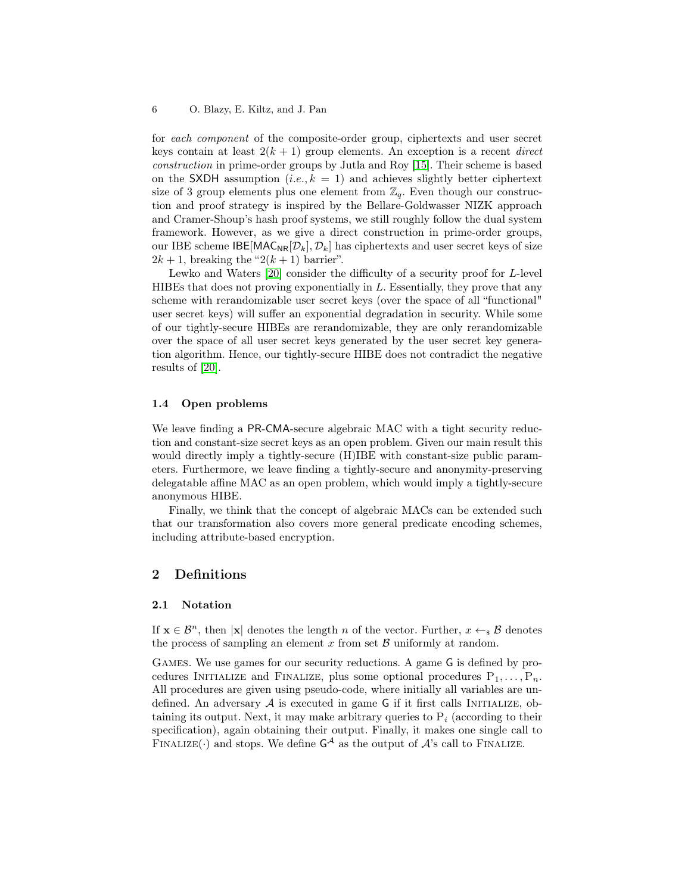for *each component* of the composite-order group, ciphertexts and user secret keys contain at least $2(k+1)$ group elements. An exception is a recent *direct construction* in prime-order groups by Jutla and Roy [15]. Their scheme is based on the SXDH assumption (*i.e.*, $k = 1$) and achieves slightly better ciphertext size of 3 group elements plus one element from $\mathbb{Z}_q$. Even though our construction and proof strategy is inspired by the Bellare-Goldwasser NIZK approach and Cramer-Shoup's hash proof systems, we still roughly follow the dual system framework. However, as we give a direct construction in prime-order groups, our IBE scheme $\mathsf{IBE}[\mathsf{MAC}_{\mathsf{NR}}[\mathcal{D}_k], \mathcal{D}_k]$ has ciphertexts and user secret keys of size $2k+1$, breaking the "$2(k+1)$ barrier".

Lewko and Waters [20] consider the difficulty of a security proof for $L$-level HIBEs that does not proving exponentially in $L$. Essentially, they prove that any scheme with rerandomizable user secret keys (over the space of all "functional" user secret keys) will suffer an exponential degradation in security. While some of our tightly-secure HIBEs are rerandomizable, they are only rerandomizable over the space of all user secret keys generated by the user secret key generation algorithm. Hence, our tightly-secure HIBE does not contradict the negative results of [20].

### 1.4 Open problems

We leave finding a PR-CMA-secure algebraic MAC with a tight security reduction and constant-size secret keys as an open problem. Given our main result this would directly imply a tightly-secure (H)IBE with constant-size public parameters. Furthermore, we leave finding a tightly-secure and anonymity-preserving delegatable affine MAC as an open problem, which would imply a tightly-secure anonymous HIBE.

Finally, we think that the concept of algebraic MACs can be extended such that our transformation also covers more general predicate encoding schemes, including attribute-based encryption.

## 2 Definitions

### 2.1 Notation

If $\mathbf{x} \in \mathcal{B}^n$, then $|\mathbf{x}|$ denotes the length $n$ of the vector. Further, $x \leftarrow_{\$} \mathcal{B}$ denotes the process of sampling an element $x$ from set $\mathcal{B}$ uniformly at random.

Games. We use games for our security reductions. A game $\mathsf{G}$ is defined by procedures Initialize and Finalize, plus some optional procedures $\mathrm{P}_1, \ldots, \mathrm{P}_n$. All procedures are given using pseudo-code, where initially all variables are undefined. An adversary $\mathcal{A}$ is executed in game $\mathsf{G}$ if it first calls Initialize, obtaining its output. Next, it may make arbitrary queries to $\mathrm{P}_i$ (according to their specification), again obtaining their output. Finally, it makes one single call to Finalize$(\cdot)$ and stops. We define $\mathsf{G}^{\mathcal{A}}$ as the output of $\mathcal{A}$'s call to Finalize.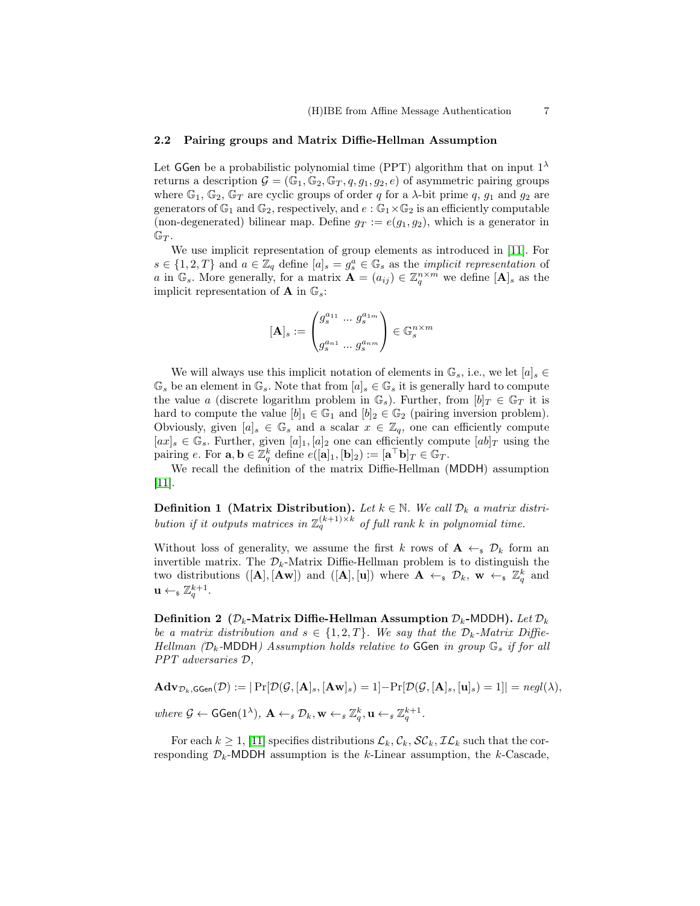### 2.2 Pairing groups and Matrix Diffie-Hellman Assumption

Let $\mathsf{GGen}$ be a probabilistic polynomial time (PPT) algorithm that on input $1^\lambda$ returns a description $\mathcal{G} = (\mathbb{G}_1, \mathbb{G}_2, \mathbb{G}_T, q, g_1, g_2, e)$ of asymmetric pairing groups where $\mathbb{G}_1$, $\mathbb{G}_2$, $\mathbb{G}_T$ are cyclic groups of order $q$ for a $\lambda$-bit prime $q$, $g_1$ and $g_2$ are generators of $\mathbb{G}_1$ and $\mathbb{G}_2$, respectively, and $e : \mathbb{G}_1 \times \mathbb{G}_2$ is an efficiently computable (non-degenerated) bilinear map. Define $g_T := e(g_1, g_2)$, which is a generator in $\mathbb{G}_T$.

We use implicit representation of group elements as introduced in [11]. For $s \in \{1, 2, T\}$ and $a \in \mathbb{Z}_q$ define $[a]_s = g_s^a \in \mathbb{G}_s$ as the *implicit representation* of $a$ in $\mathbb{G}_s$. More generally, for a matrix $\mathbf{A} = (a_{ij}) \in \mathbb{Z}_q^{n \times m}$ we define $[\mathbf{A}]_s$ as the implicit representation of $\mathbf{A}$ in $\mathbb{G}_s$:

$$[\mathbf{A}]_s := \begin{pmatrix} g_s^{a_{11}} \; \dots \; g_s^{a_{1m}} \\ \\ g_s^{a_{n1}} \; \dots \; g_s^{a_{nm}} \end{pmatrix} \in \mathbb{G}_s^{n \times m}$$

We will always use this implicit notation of elements in $\mathbb{G}_s$, i.e., we let $[a]_s \in \mathbb{G}_s$ be an element in $\mathbb{G}_s$. Note that from $[a]_s \in \mathbb{G}_s$ it is generally hard to compute the value $a$ (discrete logarithm problem in $\mathbb{G}_s$). Further, from $[b]_T \in \mathbb{G}_T$ it is hard to compute the value $[b]_1 \in \mathbb{G}_1$ and $[b]_2 \in \mathbb{G}_2$ (pairing inversion problem). Obviously, given $[a]_s \in \mathbb{G}_s$ and a scalar $x \in \mathbb{Z}_q$, one can efficiently compute $[ax]_s \in \mathbb{G}_s$. Further, given $[a]_1, [a]_2$ one can efficiently compute $[ab]_T$ using the pairing $e$. For $\mathbf{a}, \mathbf{b} \in \mathbb{Z}_q^k$ define $e([\mathbf{a}]_1, [\mathbf{b}]_2) := [\mathbf{a}^\top \mathbf{b}]_T \in \mathbb{G}_T$.

We recall the definition of the matrix Diffie-Hellman ($\mathsf{MDDH}$) assumption [11].

**Definition 1 (Matrix Distribution).** *Let $k \in \mathbb{N}$. We call $\mathcal{D}_k$ a matrix distribution if it outputs matrices in $\mathbb{Z}_q^{(k+1) \times k}$ of full rank $k$ in polynomial time.*

Without loss of generality, we assume the first $k$ rows of $\mathbf{A} \leftarrow_\$ \mathcal{D}_k$ form an invertible matrix. The $\mathcal{D}_k$-Matrix Diffie-Hellman problem is to distinguish the two distributions $([\mathbf{A}], [\mathbf{Aw}])$ and $([\mathbf{A}], [\mathbf{u}])$ where $\mathbf{A} \leftarrow_\$ \mathcal{D}_k$, $\mathbf{w} \leftarrow_\$ \mathbb{Z}_q^k$ and $\mathbf{u} \leftarrow_\$ \mathbb{Z}_q^{k+1}$.

**Definition 2 ($\mathcal{D}_k$-Matrix Diffie-Hellman Assumption $\mathcal{D}_k$-$\mathsf{MDDH}$).** *Let $\mathcal{D}_k$ be a matrix distribution and $s \in \{1, 2, T\}$. We say that the $\mathcal{D}_k$-Matrix Diffie-Hellman ($\mathcal{D}_k$-$\mathsf{MDDH}$) Assumption holds relative to $\mathsf{GGen}$ in group $\mathbb{G}_s$ if for all PPT adversaries $\mathcal{D}$,*

$$\mathbf{Adv}_{\mathcal{D}_k, \mathsf{GGen}}(\mathcal{D}) := |\Pr[\mathcal{D}(\mathcal{G}, [\mathbf{A}]_s, [\mathbf{Aw}]_s) = 1] - \Pr[\mathcal{D}(\mathcal{G}, [\mathbf{A}]_s, [\mathbf{u}]_s) = 1]| = negl(\lambda),$$

*where $\mathcal{G} \leftarrow \mathsf{GGen}(1^\lambda)$, $\mathbf{A} \leftarrow_\$ \mathcal{D}_k, \mathbf{w} \leftarrow_\$ \mathbb{Z}_q^k, \mathbf{u} \leftarrow_\$ \mathbb{Z}_q^{k+1}$.*

For each $k \geq 1$, [11] specifies distributions $\mathcal{L}_k, \mathcal{C}_k, \mathcal{SC}_k, \mathcal{IL}_k$ such that the corresponding $\mathcal{D}_k$-$\mathsf{MDDH}$ assumption is the $k$-Linear assumption, the $k$-Cascade,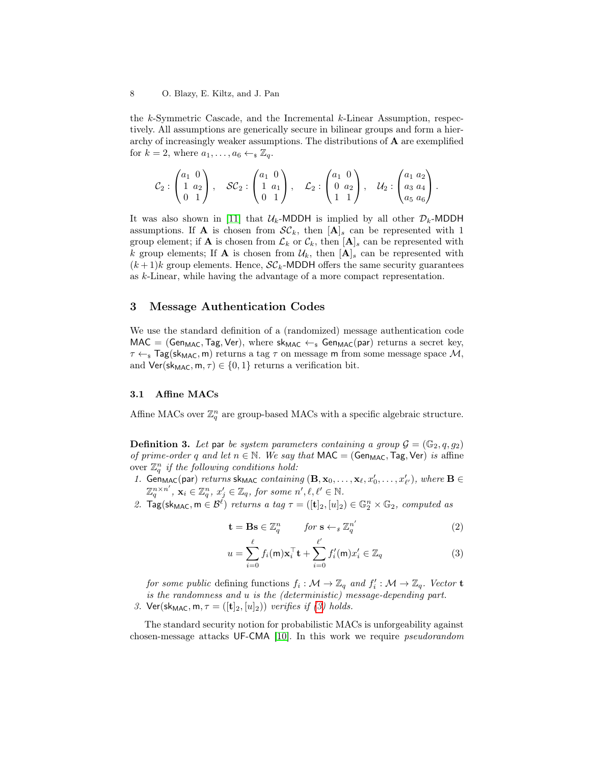the $k$-Symmetric Cascade, and the Incremental $k$-Linear Assumption, respectively. All assumptions are generically secure in bilinear groups and form a hierarchy of increasingly weaker assumptions. The distributions of $\mathbf{A}$ are exemplified for $k = 2$, where $a_1, \dots, a_6 \leftarrow_\$ \mathbb{Z}_q$.

$$\mathcal{C}_2 : \begin{pmatrix} a_1 & 0 \\ 1 & a_2 \\ 0 & 1 \end{pmatrix}, \quad \mathcal{SC}_2 : \begin{pmatrix} a_1 & 0 \\ 1 & a_1 \\ 0 & 1 \end{pmatrix}, \quad \mathcal{L}_2 : \begin{pmatrix} a_1 & 0 \\ 0 & a_2 \\ 1 & 1 \end{pmatrix}, \quad \mathcal{U}_2 : \begin{pmatrix} a_1 & a_2 \\ a_3 & a_4 \\ a_5 & a_6 \end{pmatrix}.$$

It was also shown in [11] that $\mathcal{U}_k$-MDDH is implied by all other $\mathcal{D}_k$-MDDH assumptions. If $\mathbf{A}$ is chosen from $\mathcal{SC}_k$, then $[\mathbf{A}]_s$ can be represented with 1 group element; if $\mathbf{A}$ is chosen from $\mathcal{L}_k$ or $\mathcal{C}_k$, then $[\mathbf{A}]_s$ can be represented with $k$ group elements; If $\mathbf{A}$ is chosen from $\mathcal{U}_k$, then $[\mathbf{A}]_s$ can be represented with $(k+1)k$ group elements. Hence, $\mathcal{SC}_k$-MDDH offers the same security guarantees as $k$-Linear, while having the advantage of a more compact representation.

## 3 Message Authentication Codes

We use the standard definition of a (randomized) message authentication code $\mathsf{MAC} = (\mathsf{Gen}_{\mathsf{MAC}}, \mathsf{Tag}, \mathsf{Ver})$, where $\mathsf{sk}_{\mathsf{MAC}} \leftarrow_\$ \mathsf{Gen}_{\mathsf{MAC}}(\mathsf{par})$ returns a secret key, $\tau \leftarrow_\$ \mathsf{Tag}(\mathsf{sk}_{\mathsf{MAC}}, \mathsf{m})$ returns a tag $\tau$ on message $\mathsf{m}$ from some message space $\mathcal{M}$, and $\mathsf{Ver}(\mathsf{sk}_{\mathsf{MAC}}, \mathsf{m}, \tau) \in \{0, 1\}$ returns a verification bit.

### 3.1 Affine MACs

Affine MACs over $\mathbb{Z}_q^n$ are group-based MACs with a specific algebraic structure.

**Definition 3.** *Let* $\mathsf{par}$ *be system parameters containing a group* $\mathcal{G} = (\mathbb{G}_2, q, g_2)$ *of prime-order* $q$ *and let* $n \in \mathbb{N}$. *We say that* $\mathsf{MAC} = (\mathsf{Gen}_{\mathsf{MAC}}, \mathsf{Tag}, \mathsf{Ver})$ *is* affine over $\mathbb{Z}_q^n$ *if the following conditions hold:*

1. $\mathsf{Gen}_{\mathsf{MAC}}(\mathsf{par})$ *returns* $\mathsf{sk}_{\mathsf{MAC}}$ *containing* $(\mathbf{B}, \mathbf{x}_0, \dots, \mathbf{x}_\ell, x'_0, \dots, x'_{\ell'})$, *where* $\mathbf{B} \in \mathbb{Z}_q^{n \times n'}$, $\mathbf{x}_i \in \mathbb{Z}_q^n$, $x'_j \in \mathbb{Z}_q$, *for some* $n', \ell, \ell' \in \mathbb{N}$.
2. $\mathsf{Tag}(\mathsf{sk}_{\mathsf{MAC}}, \mathsf{m} \in \mathcal{B}^\ell)$ *returns a tag* $\tau = ([\mathbf{t}]_2, [u]_2) \in \mathbb{G}_2^n \times \mathbb{G}_2$, *computed as*

$$\mathbf{t} = \mathbf{B}\mathbf{s} \in \mathbb{Z}_q^n \qquad \text{for } \mathbf{s} \leftarrow_\$ \mathbb{Z}_q^{n'} \tag{2}$$

$$u = \sum_{i=0}^{\ell} f_i(\mathsf{m}) \mathbf{x}_i^\top \mathbf{t} + \sum_{i=0}^{\ell'} f'_i(\mathsf{m}) x'_i \in \mathbb{Z}_q \tag{3}$$

   *for some public* defining functions $f_i : \mathcal{M} \to \mathbb{Z}_q$ *and* $f'_i : \mathcal{M} \to \mathbb{Z}_q$. *Vector* $\mathbf{t}$ *is the randomness and* $u$ *is the (deterministic) message-depending part.*
3. $\mathsf{Ver}(\mathsf{sk}_{\mathsf{MAC}}, \mathsf{m}, \tau = ([\mathbf{t}]_2, [u]_2))$ *verifies if (3) holds.*

The standard security notion for probabilistic MACs is unforgeability against chosen-message attacks $\mathsf{UF}$-$\mathsf{CMA}$ [10]. In this work we require *pseudorandom*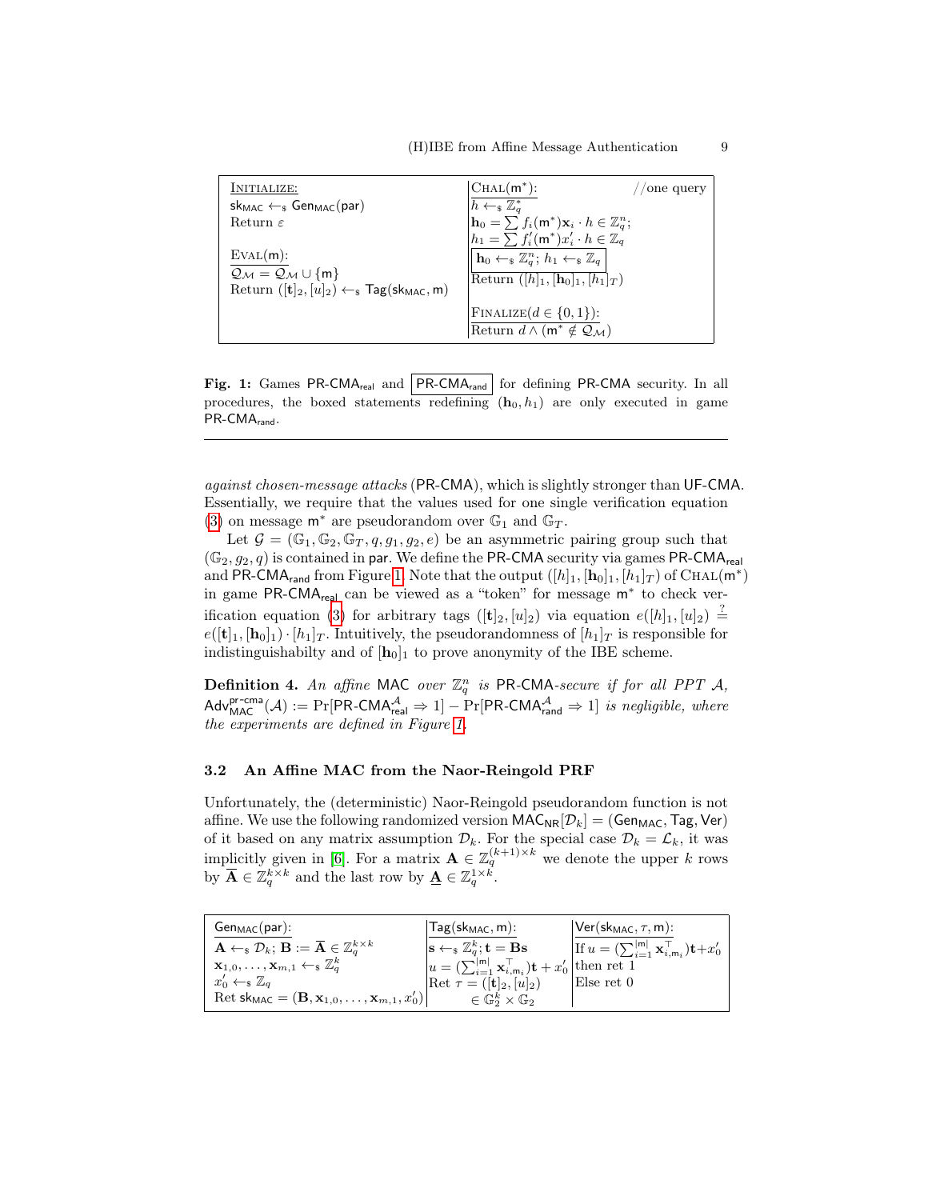| Initialize: | Chal($\mathsf{m}^*$): //one query |
|---|---|
| $\mathsf{sk_{MAC}} \leftarrow_\$ \mathsf{Gen_{MAC}}(\mathsf{par})$ | $h \leftarrow_\$ \mathbb{Z}_q^*$ |
| Return $\varepsilon$ | $\mathbf{h}_0 = \sum f_i(\mathsf{m}^*)\mathbf{x}_i \cdot h \in \mathbb{Z}_q^n$; |
| | $h_1 = \sum f'_i(\mathsf{m}^*)x'_i \cdot h \in \mathbb{Z}_q$ |
| Eval($\mathsf{m}$): | $\boxed{\mathbf{h}_0 \leftarrow_\$ \mathbb{Z}_q^n;\ h_1 \leftarrow_\$ \mathbb{Z}_q}$ |
| $\mathcal{Q_M} = \mathcal{Q_M} \cup \{\mathsf{m}\}$ | Return $([h]_1, [\mathbf{h}_0]_1, [h_1]_T)$ |
| Return $([\mathbf{t}]_2, [u]_2) \leftarrow_\$ \mathsf{Tag}(\mathsf{sk_{MAC}}, \mathsf{m})$ | |
| | Finalize($d \in \{0,1\}$): |
| | Return $d \wedge (\mathsf{m}^* \notin \mathcal{Q_M})$ |

**Fig. 1:** Games $\mathsf{PR\text{-}CMA_{real}}$ and $\boxed{\mathsf{PR\text{-}CMA_{rand}}}$ for defining PR-CMA security. In all procedures, the boxed statements redefining $(\mathbf{h}_0, h_1)$ are only executed in game $\mathsf{PR\text{-}CMA_{rand}}$.

---

*against chosen-message attacks* (PR-CMA), which is slightly stronger than UF-CMA. Essentially, we require that the values used for one single verification equation (3) on message $\mathsf{m}^*$ are pseudorandom over $\mathbb{G}_1$ and $\mathbb{G}_T$.

Let $\mathcal{G} = (\mathbb{G}_1, \mathbb{G}_2, \mathbb{G}_T, q, g_1, g_2, e)$ be an asymmetric pairing group such that $(\mathbb{G}_2, g_2, q)$ is contained in par. We define the PR-CMA security via games $\mathsf{PR\text{-}CMA_{real}}$ and $\mathsf{PR\text{-}CMA_{rand}}$ from Figure 1. Note that the output $([h]_1, [\mathbf{h}_0]_1, [h_1]_T)$ of Chal($\mathsf{m}^*$) in game $\mathsf{PR\text{-}CMA_{real}}$ can be viewed as a "token" for message $\mathsf{m}^*$ to check verification equation (3) for arbitrary tags $([\mathbf{t}]_2, [u]_2)$ via equation $e([h]_1, [u]_2) \stackrel{?}{=} e([\mathbf{t}]_1, [\mathbf{h}_0]_1) \cdot [h_1]_T$. Intuitively, the pseudorandomness of $[h_1]_T$ is responsible for indistinguishabilty and of $[\mathbf{h}_0]_1$ to prove anonymity of the IBE scheme.

**Definition 4.** *An affine* MAC *over* $\mathbb{Z}_q^n$ *is* PR-CMA*-secure if for all PPT* $\mathcal{A}$, $\mathsf{Adv}^{\mathsf{pr\text{-}cma}}_{\mathsf{MAC}}(\mathcal{A}) := \Pr[\mathsf{PR\text{-}CMA}^{\mathcal{A}}_{\mathsf{real}} \Rightarrow 1] - \Pr[\mathsf{PR\text{-}CMA}^{\mathcal{A}}_{\mathsf{rand}} \Rightarrow 1]$ *is negligible, where the experiments are defined in Figure 1.*

### 3.2 An Affine MAC from the Naor-Reingold PRF

Unfortunately, the (deterministic) Naor-Reingold pseudorandom function is not affine. We use the following randomized version $\mathsf{MAC_{NR}}[\mathcal{D}_k] = (\mathsf{Gen_{MAC}}, \mathsf{Tag}, \mathsf{Ver})$ of it based on any matrix assumption $\mathcal{D}_k$. For the special case $\mathcal{D}_k = \mathcal{L}_k$, it was implicitly given in [6]. For a matrix $\mathbf{A} \in \mathbb{Z}_q^{(k+1)\times k}$ we denote the upper $k$ rows by $\overline{\mathbf{A}} \in \mathbb{Z}_q^{k\times k}$ and the last row by $\underline{\mathbf{A}} \in \mathbb{Z}_q^{1\times k}$.

| $\mathsf{Gen_{MAC}}(\mathsf{par})$: | $\mathsf{Tag}(\mathsf{sk_{MAC}}, \mathsf{m})$: | $\mathsf{Ver}(\mathsf{sk_{MAC}}, \tau, \mathsf{m})$: |
|---|---|---|
| $\mathbf{A} \leftarrow_\$ \mathcal{D}_k$; $\mathbf{B} := \overline{\mathbf{A}} \in \mathbb{Z}_q^{k\times k}$ | $\mathbf{s} \leftarrow_\$ \mathbb{Z}_q^k$; $\mathbf{t} = \mathbf{Bs}$ | If $u = (\sum_{i=1}^{\lvert\mathsf{m}\rvert} \mathbf{x}_{i,\mathsf{m}_i}^\top)\mathbf{t} + x'_0$ |
| $\mathbf{x}_{1,0}, \ldots, \mathbf{x}_{m,1} \leftarrow_\$ \mathbb{Z}_q^k$ | $u = (\sum_{i=1}^{\lvert\mathsf{m}\rvert} \mathbf{x}_{i,\mathsf{m}_i}^\top)\mathbf{t} + x'_0$ | then ret 1 |
| $x'_0 \leftarrow_\$ \mathbb{Z}_q$ | Ret $\tau = ([\mathbf{t}]_2, [u]_2)$ | Else ret 0 |
| Ret $\mathsf{sk_{MAC}} = (\mathbf{B}, \mathbf{x}_{1,0}, \ldots, \mathbf{x}_{m,1}, x'_0)$ | $\in \mathbb{G}_2^k \times \mathbb{G}_2$ | |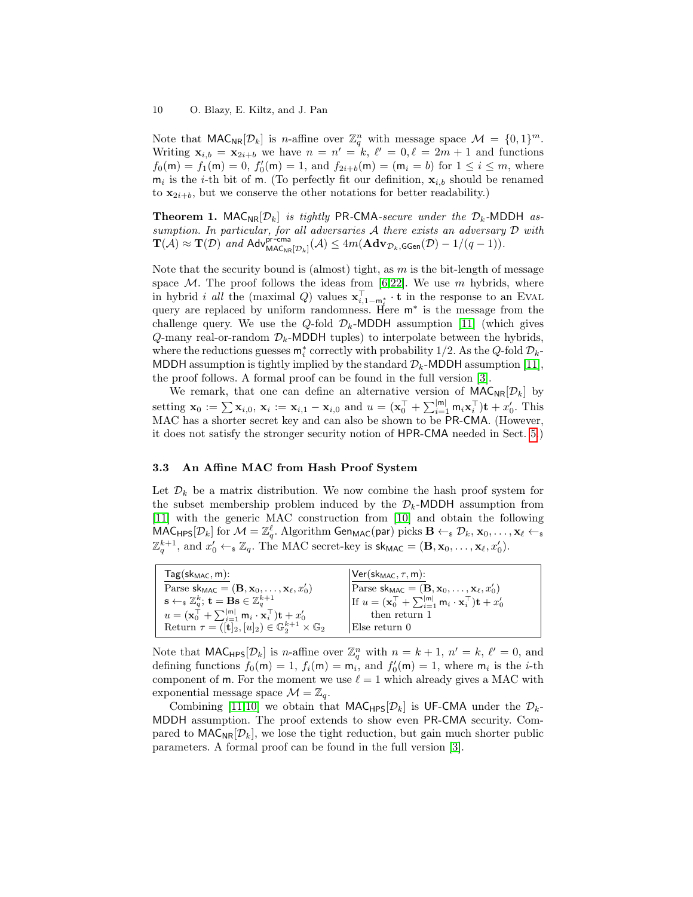Note that $\mathsf{MAC}_{\mathsf{NR}}[\mathcal{D}_k]$ is $n$-affine over $\mathbb{Z}_q^n$ with message space $\mathcal{M} = \{0,1\}^m$. Writing $\mathbf{x}_{i,b} = \mathbf{x}_{2i+b}$ we have $n = n' = k$, $\ell' = 0, \ell = 2m+1$ and functions $f_0(\mathsf{m}) = f_1(\mathsf{m}) = 0$, $f_0'(\mathsf{m}) = 1$, and $f_{2i+b}(\mathsf{m}) = (\mathsf{m}_i = b)$ for $1 \le i \le m$, where $\mathsf{m}_i$ is the $i$-th bit of $\mathsf{m}$. (To perfectly fit our definition, $\mathbf{x}_{i,b}$ should be renamed to $\mathbf{x}_{2i+b}$, but we conserve the other notations for better readability.)

**Theorem 1.** *$\mathsf{MAC}_{\mathsf{NR}}[\mathcal{D}_k]$ is tightly $\mathsf{PR}$-$\mathsf{CMA}$-secure under the $\mathcal{D}_k$-$\mathsf{MDDH}$ assumption. In particular, for all adversaries $\mathcal{A}$ there exists an adversary $\mathcal{D}$ with $\mathbf{T}(\mathcal{A}) \approx \mathbf{T}(\mathcal{D})$ and $\mathsf{Adv}^{\mathsf{pr\text{-}cma}}_{\mathsf{MAC}_{\mathsf{NR}}[\mathcal{D}_k]}(\mathcal{A}) \le 4m(\mathbf{Adv}_{\mathcal{D}_k,\mathsf{GGen}}(\mathcal{D}) - 1/(q-1))$.*

Note that the security bound is (almost) tight, as $m$ is the bit-length of message space $\mathcal{M}$. The proof follows the ideas from [6,22]. We use $m$ hybrids, where in hybrid $i$ *all* the (maximal $Q$) values $\mathbf{x}_{i,1-\mathsf{m}_i^*}^\top \cdot \mathbf{t}$ in the response to an EVAL query are replaced by uniform randomness. Here $\mathsf{m}^*$ is the message from the challenge query. We use the $Q$-fold $\mathcal{D}_k$-$\mathsf{MDDH}$ assumption [11] (which gives $Q$-many real-or-random $\mathcal{D}_k$-$\mathsf{MDDH}$ tuples) to interpolate between the hybrids, where the reductions guesses $\mathsf{m}_i^*$ correctly with probability $1/2$. As the $Q$-fold $\mathcal{D}_k$-$\mathsf{MDDH}$ assumption is tightly implied by the standard $\mathcal{D}_k$-$\mathsf{MDDH}$ assumption [11], the proof follows. A formal proof can be found in the full version [3].

We remark, that one can define an alternative version of $\mathsf{MAC}_{\mathsf{NR}}[\mathcal{D}_k]$ by setting $\mathbf{x}_0 := \sum \mathbf{x}_{i,0}$, $\mathbf{x}_i := \mathbf{x}_{i,1} - \mathbf{x}_{i,0}$ and $u = (\mathbf{x}_0^\top + \sum_{i=1}^{|\mathsf{m}|} \mathsf{m}_i \mathbf{x}_i^\top)\mathbf{t} + x_0'$. This MAC has a shorter secret key and can also be shown to be $\mathsf{PR}$-$\mathsf{CMA}$. (However, it does not satisfy the stronger security notion of $\mathsf{HPR}$-$\mathsf{CMA}$ needed in Sect. 5.)

### 3.3 An Affine MAC from Hash Proof System

Let $\mathcal{D}_k$ be a matrix distribution. We now combine the hash proof system for the subset membership problem induced by the $\mathcal{D}_k$-$\mathsf{MDDH}$ assumption from [11] with the generic MAC construction from [10] and obtain the following $\mathsf{MAC}_{\mathsf{HPS}}[\mathcal{D}_k]$ for $\mathcal{M} = \mathbb{Z}_q^\ell$. Algorithm $\mathsf{Gen}_{\mathsf{MAC}}(\mathsf{par})$ picks $\mathbf{B} \leftarrow_\$ \mathcal{D}_k$, $\mathbf{x}_0, \ldots, \mathbf{x}_\ell \leftarrow_\$ \mathbb{Z}_q^{k+1}$, and $x_0' \leftarrow_\$ \mathbb{Z}_q$. The MAC secret-key is $\mathsf{sk}_{\mathsf{MAC}} = (\mathbf{B}, \mathbf{x}_0, \ldots, \mathbf{x}_\ell, x_0')$.

| $\mathsf{Tag}(\mathsf{sk}_{\mathsf{MAC}}, \mathsf{m})$: | $\mathsf{Ver}(\mathsf{sk}_{\mathsf{MAC}}, \tau, \mathsf{m})$: |
|---|---|
| Parse $\mathsf{sk}_{\mathsf{MAC}} = (\mathbf{B}, \mathbf{x}_0, \ldots, \mathbf{x}_\ell, x_0')$ | Parse $\mathsf{sk}_{\mathsf{MAC}} = (\mathbf{B}, \mathbf{x}_0, \ldots, \mathbf{x}_\ell, x_0')$ |
| $\mathbf{s} \leftarrow_\$ \mathbb{Z}_q^k$; $\mathbf{t} = \mathbf{B}\mathbf{s} \in \mathbb{Z}_q^{k+1}$ | If $u = (\mathbf{x}_0^\top + \sum_{i=1}^{\lvert\mathsf{m}\rvert} \mathsf{m}_i \cdot \mathbf{x}_i^\top)\mathbf{t} + x_0'$ |
| $u = (\mathbf{x}_0^\top + \sum_{i=1}^{\lvert\mathsf{m}\rvert} \mathsf{m}_i \cdot \mathbf{x}_i^\top)\mathbf{t} + x_0'$ | then return 1 |
| Return $\tau = ([\mathbf{t}]_2, [u]_2) \in \mathbb{G}_2^{k+1} \times \mathbb{G}_2$ | Else return 0 |

Note that $\mathsf{MAC}_{\mathsf{HPS}}[\mathcal{D}_k]$ is $n$-affine over $\mathbb{Z}_q^n$ with $n = k+1$, $n' = k$, $\ell' = 0$, and defining functions $f_0(\mathsf{m}) = 1$, $f_i(\mathsf{m}) = \mathsf{m}_i$, and $f_0'(\mathsf{m}) = 1$, where $\mathsf{m}_i$ is the $i$-th component of $\mathsf{m}$. For the moment we use $\ell = 1$ which already gives a MAC with exponential message space $\mathcal{M} = \mathbb{Z}_q$.

Combining [11,10] we obtain that $\mathsf{MAC}_{\mathsf{HPS}}[\mathcal{D}_k]$ is $\mathsf{UF}$-$\mathsf{CMA}$ under the $\mathcal{D}_k$-$\mathsf{MDDH}$ assumption. The proof extends to show even $\mathsf{PR}$-$\mathsf{CMA}$ security. Compared to $\mathsf{MAC}_{\mathsf{NR}}[\mathcal{D}_k]$, we lose the tight reduction, but gain much shorter public parameters. A formal proof can be found in the full version [3].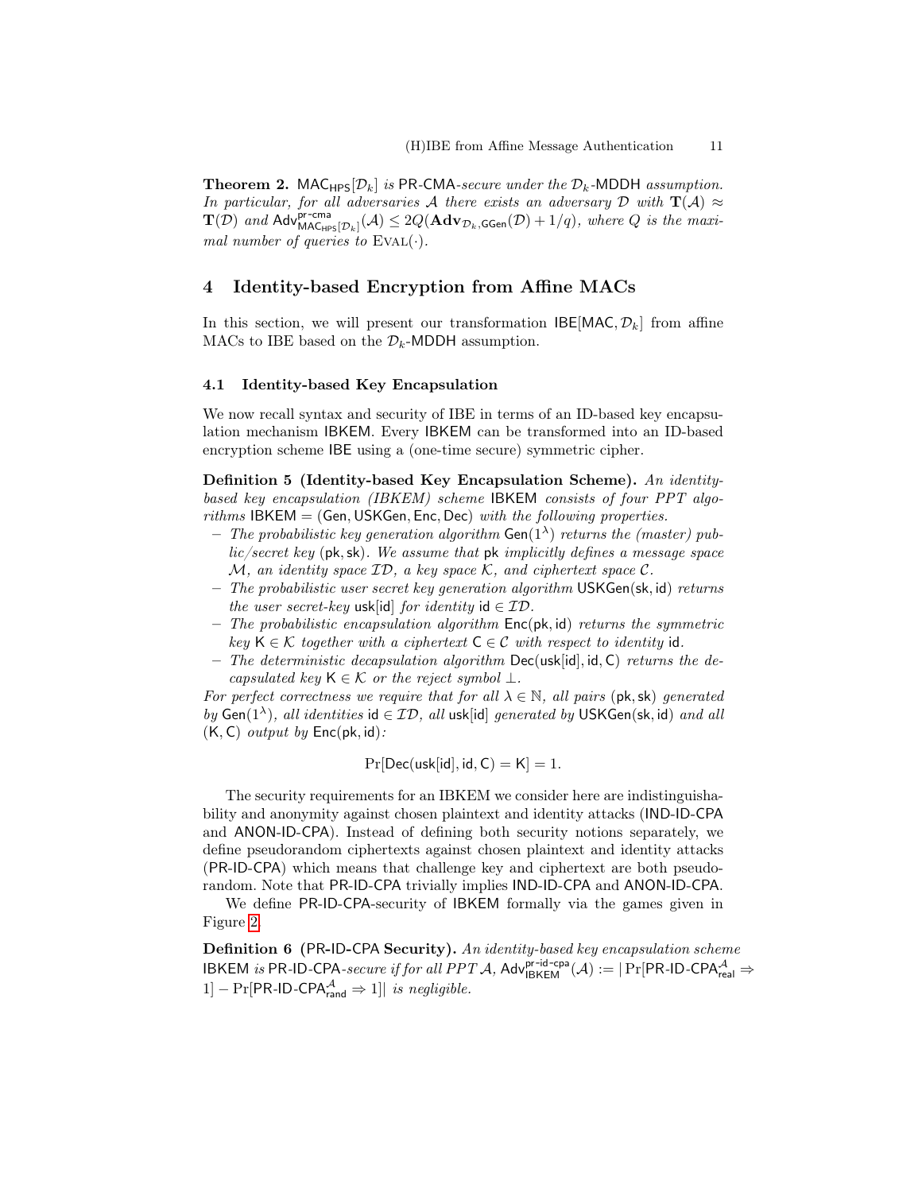**Theorem 2.** $\mathsf{MAC}_{\mathsf{HPS}}[\mathcal{D}_k]$ *is* PR-CMA*-secure under the* $\mathcal{D}_k$-MDDH *assumption. In particular, for all adversaries* $\mathcal{A}$ *there exists an adversary* $\mathcal{D}$ *with* $\mathbf{T}(\mathcal{A}) \approx \mathbf{T}(\mathcal{D})$ *and* $\mathsf{Adv}^{\mathsf{pr\text{-}cma}}_{\mathsf{MAC}_{\mathsf{HPS}}[\mathcal{D}_k]}(\mathcal{A}) \leq 2Q(\mathbf{Adv}_{\mathcal{D}_k,\mathsf{GGen}}(\mathcal{D}) + 1/q)$*, where* $Q$ *is the maximal number of queries to* $\textsc{Eval}(\cdot)$*.*

## 4 Identity-based Encryption from Affine MACs

In this section, we will present our transformation $\mathsf{IBE}[\mathsf{MAC}, \mathcal{D}_k]$ from affine MACs to IBE based on the $\mathcal{D}_k$-MDDH assumption.

### 4.1 Identity-based Key Encapsulation

We now recall syntax and security of IBE in terms of an ID-based key encapsulation mechanism IBKEM. Every IBKEM can be transformed into an ID-based encryption scheme IBE using a (one-time secure) symmetric cipher.

**Definition 5 (Identity-based Key Encapsulation Scheme).** *An identity-based key encapsulation (IBKEM) scheme* IBKEM *consists of four PPT algorithms* $\mathsf{IBKEM} = (\mathsf{Gen}, \mathsf{USKGen}, \mathsf{Enc}, \mathsf{Dec})$ *with the following properties.*

- *The probabilistic key generation algorithm* $\mathsf{Gen}(1^\lambda)$ *returns the (master) public/secret key* $(\mathsf{pk}, \mathsf{sk})$*. We assume that* $\mathsf{pk}$ *implicitly defines a message space* $\mathcal{M}$*, an identity space* $\mathcal{ID}$*, a key space* $\mathcal{K}$*, and ciphertext space* $\mathcal{C}$*.*
- *The probabilistic user secret key generation algorithm* $\mathsf{USKGen}(\mathsf{sk}, \mathsf{id})$ *returns the user secret-key* $\mathsf{usk}[\mathsf{id}]$ *for identity* $\mathsf{id} \in \mathcal{ID}$*.*
- *The probabilistic encapsulation algorithm* $\mathsf{Enc}(\mathsf{pk}, \mathsf{id})$ *returns the symmetric key* $\mathsf{K} \in \mathcal{K}$ *together with a ciphertext* $\mathsf{C} \in \mathcal{C}$ *with respect to identity* $\mathsf{id}$*.*
- *The deterministic decapsulation algorithm* $\mathsf{Dec}(\mathsf{usk}[\mathsf{id}], \mathsf{id}, \mathsf{C})$ *returns the decapsulated key* $\mathsf{K} \in \mathcal{K}$ *or the reject symbol* $\perp$*.*

*For perfect correctness we require that for all* $\lambda \in \mathbb{N}$*, all pairs* $(\mathsf{pk}, \mathsf{sk})$ *generated by* $\mathsf{Gen}(1^\lambda)$*, all identities* $\mathsf{id} \in \mathcal{ID}$*, all* $\mathsf{usk}[\mathsf{id}]$ *generated by* $\mathsf{USKGen}(\mathsf{sk}, \mathsf{id})$ *and all* $(\mathsf{K}, \mathsf{C})$ *output by* $\mathsf{Enc}(\mathsf{pk}, \mathsf{id})$*:*

$$\Pr[\mathsf{Dec}(\mathsf{usk}[\mathsf{id}], \mathsf{id}, \mathsf{C}) = \mathsf{K}] = 1.$$

The security requirements for an IBKEM we consider here are indistinguishability and anonymity against chosen plaintext and identity attacks (IND-ID-CPA and ANON-ID-CPA). Instead of defining both security notions separately, we define pseudorandom ciphertexts against chosen plaintext and identity attacks (PR-ID-CPA) which means that challenge key and ciphertext are both pseudorandom. Note that PR-ID-CPA trivially implies IND-ID-CPA and ANON-ID-CPA.

We define PR-ID-CPA-security of IBKEM formally via the games given in Figure 2.

**Definition 6 (PR-ID-CPA Security).** *An identity-based key encapsulation scheme* IBKEM *is* PR-ID-CPA*-secure if for all PPT* $\mathcal{A}$*,* $\mathsf{Adv}^{\mathsf{pr\text{-}id\text{-}cpa}}_{\mathsf{IBKEM}}(\mathcal{A}) := |\Pr[\mathsf{PR\text{-}ID\text{-}CPA}^{\mathcal{A}}_{\mathsf{real}} \Rightarrow 1] - \Pr[\mathsf{PR\text{-}ID\text{-}CPA}^{\mathcal{A}}_{\mathsf{rand}} \Rightarrow 1]|$ *is negligible.*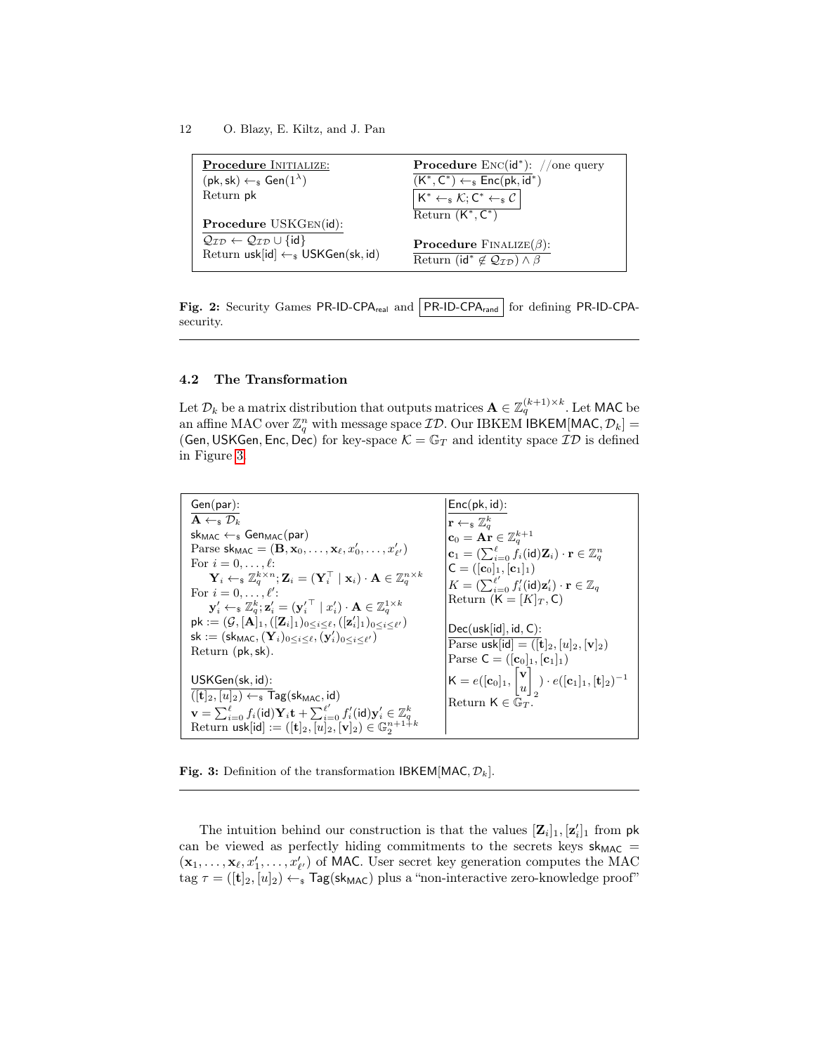**Procedure** INITIALIZE:
$(\mathsf{pk}, \mathsf{sk}) \leftarrow_\$ \mathsf{Gen}(1^\lambda)$
Return $\mathsf{pk}$

**Procedure** USKGEN(id):
$\mathcal{Q}_{\mathcal{ID}} \leftarrow \mathcal{Q}_{\mathcal{ID}} \cup \{\mathsf{id}\}$
Return $\mathsf{usk}[\mathsf{id}] \leftarrow_\$ \mathsf{USKGen}(\mathsf{sk}, \mathsf{id})$

**Procedure** ENC($\mathsf{id}^*$): //one query
$(\mathsf{K}^*, \mathsf{C}^*) \leftarrow_\$ \mathsf{Enc}(\mathsf{pk}, \mathsf{id}^*)$
$\boxed{\mathsf{K}^* \leftarrow_\$ \mathcal{K}; \mathsf{C}^* \leftarrow_\$ \mathcal{C}}$
Return $(\mathsf{K}^*, \mathsf{C}^*)$

**Procedure** FINALIZE($\beta$):
Return $(\mathsf{id}^* \notin \mathcal{Q}_{\mathcal{ID}}) \wedge \beta$

**Fig. 2:** Security Games $\mathsf{PR\text{-}ID\text{-}CPA}_{\mathsf{real}}$ and $\boxed{\mathsf{PR\text{-}ID\text{-}CPA}_{\mathsf{rand}}}$ for defining PR-ID-CPA-security.

### 4.2 The Transformation

Let $\mathcal{D}_k$ be a matrix distribution that outputs matrices $\mathbf{A} \in \mathbb{Z}_q^{(k+1)\times k}$. Let MAC be an affine MAC over $\mathbb{Z}_q^n$ with message space $\mathcal{ID}$. Our IBKEM $\mathsf{IBKEM}[\mathsf{MAC}, \mathcal{D}_k] = (\mathsf{Gen}, \mathsf{USKGen}, \mathsf{Enc}, \mathsf{Dec})$ for key-space $\mathcal{K} = \mathbb{G}_T$ and identity space $\mathcal{ID}$ is defined in Figure 3.

Gen(par):
$\mathbf{A} \leftarrow_\$ \mathcal{D}_k$
$\mathsf{sk}_{\mathsf{MAC}} \leftarrow_\$ \mathsf{Gen}_{\mathsf{MAC}}(\mathsf{par})$
Parse $\mathsf{sk}_{\mathsf{MAC}} = (\mathbf{B}, \mathbf{x}_0, \ldots, \mathbf{x}_\ell, x'_0, \ldots, x'_{\ell'})$
For $i = 0, \ldots, \ell$:
  $\mathbf{Y}_i \leftarrow_\$ \mathbb{Z}_q^{k\times n}; \mathbf{Z}_i = (\mathbf{Y}_i^\top \mid \mathbf{x}_i) \cdot \mathbf{A} \in \mathbb{Z}_q^{n\times k}$
For $i = 0, \ldots, \ell'$:
  $\mathbf{y}'_i \leftarrow_\$ \mathbb{Z}_q^k; \mathbf{z}'_i = ({\mathbf{y}'_i}^\top \mid x'_i) \cdot \mathbf{A} \in \mathbb{Z}_q^{1\times k}$
$\mathsf{pk} := (\mathcal{G}, [\mathbf{A}]_1, ([\mathbf{Z}_i]_1)_{0\le i\le \ell}, ([\mathbf{z}'_i]_1)_{0\le i\le \ell'})$
$\mathsf{sk} := (\mathsf{sk}_{\mathsf{MAC}}, (\mathbf{Y}_i)_{0\le i\le \ell}, (\mathbf{y}'_i)_{0\le i\le \ell'})$
Return $(\mathsf{pk}, \mathsf{sk})$.

USKGen(sk, id):
$([\mathbf{t}]_2, [u]_2) \leftarrow_\$ \mathsf{Tag}(\mathsf{sk}_{\mathsf{MAC}}, \mathsf{id})$
$\mathbf{v} = \sum_{i=0}^{\ell} f_i(\mathsf{id})\mathbf{Y}_i\mathbf{t} + \sum_{i=0}^{\ell'} f'_i(\mathsf{id})\mathbf{y}'_i \in \mathbb{Z}_q^k$
Return $\mathsf{usk}[\mathsf{id}] := ([\mathbf{t}]_2, [u]_2, [\mathbf{v}]_2) \in \mathbb{G}_2^{n+1+k}$

Enc(pk, id):
$\mathbf{r} \leftarrow_\$ \mathbb{Z}_q^k$
$\mathbf{c}_0 = \mathbf{A}\mathbf{r} \in \mathbb{Z}_q^{k+1}$
$\mathbf{c}_1 = (\sum_{i=0}^{\ell} f_i(\mathsf{id})\mathbf{Z}_i) \cdot \mathbf{r} \in \mathbb{Z}_q^n$
$\mathsf{C} = ([\mathbf{c}_0]_1, [\mathbf{c}_1]_1)$
$K = (\sum_{i=0}^{\ell'} f'_i(\mathsf{id})\mathbf{z}'_i) \cdot \mathbf{r} \in \mathbb{Z}_q$
Return $(\mathsf{K} = [K]_T, \mathsf{C})$

Dec(usk[id], id, C):
Parse $\mathsf{usk}[\mathsf{id}] = ([\mathbf{t}]_2, [u]_2, [\mathbf{v}]_2)$
Parse $\mathsf{C} = ([\mathbf{c}_0]_1, [\mathbf{c}_1]_1)$
$\mathsf{K} = e([\mathbf{c}_0]_1, \begin{bmatrix}\mathbf{v} \\ u\end{bmatrix}_2) \cdot e([\mathbf{c}_1]_1, [\mathbf{t}]_2)^{-1}$
Return $\mathsf{K} \in \mathbb{G}_T$.

**Fig. 3:** Definition of the transformation $\mathsf{IBKEM}[\mathsf{MAC}, \mathcal{D}_k]$.

The intuition behind our construction is that the values $[\mathbf{Z}_i]_1, [\mathbf{z}'_i]_1$ from pk can be viewed as perfectly hiding commitments to the secrets keys $\mathsf{sk}_{\mathsf{MAC}} = (\mathbf{x}_1, \ldots, \mathbf{x}_\ell, x'_1, \ldots, x'_{\ell'})$ of MAC. User secret key generation computes the MAC tag $\tau = ([\mathbf{t}]_2, [u]_2) \leftarrow_\$ \mathsf{Tag}(\mathsf{sk}_{\mathsf{MAC}})$ plus a "non-interactive zero-knowledge proof"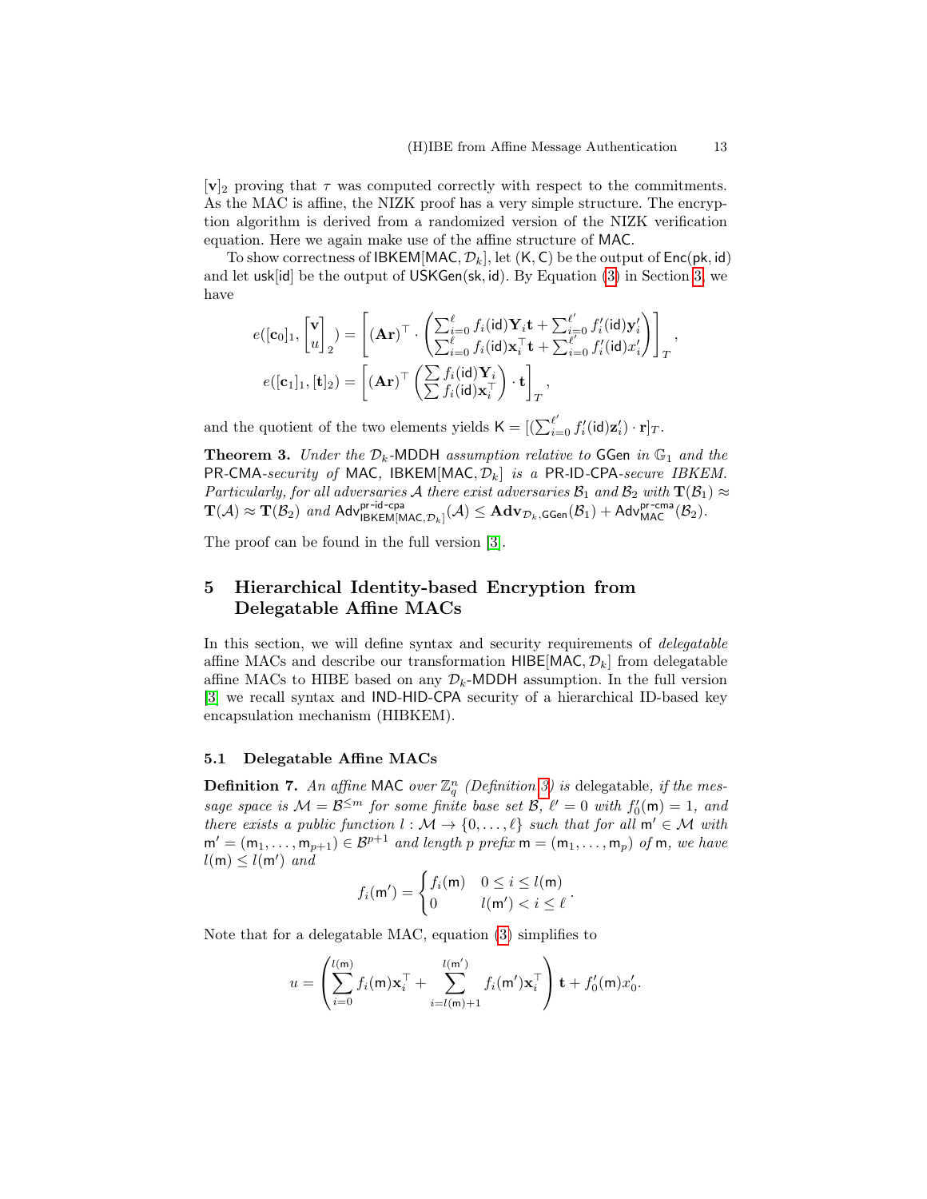$[\mathbf{v}]_2$ proving that $\tau$ was computed correctly with respect to the commitments. As the MAC is affine, the NIZK proof has a very simple structure. The encryption algorithm is derived from a randomized version of the NIZK verification equation. Here we again make use of the affine structure of MAC.

To show correctness of $\mathsf{IBKEM}[\mathsf{MAC}, \mathcal{D}_k]$, let $(\mathsf{K}, \mathsf{C})$ be the output of $\mathsf{Enc}(\mathsf{pk}, \mathsf{id})$ and let $\mathsf{usk}[\mathsf{id}]$ be the output of $\mathsf{USKGen}(\mathsf{sk}, \mathsf{id})$. By Equation (3) in Section 3, we have

$$e([\mathbf{c}_0]_1, \begin{bmatrix} \mathbf{v} \\ u \end{bmatrix}_2) = \left[ (\mathbf{A}\mathbf{r})^\top \cdot \begin{pmatrix} \sum_{i=0}^{\ell} f_i(\mathsf{id}) \mathbf{Y}_i \mathbf{t} + \sum_{i=0}^{\ell'} f'_i(\mathsf{id}) \mathbf{y}'_i \\ \sum_{i=0}^{\ell} f_i(\mathsf{id}) \mathbf{x}_i^\top \mathbf{t} + \sum_{i=0}^{\ell'} f'_i(\mathsf{id}) x'_i \end{pmatrix} \right]_T,$$

$$e([\mathbf{c}_1]_1, [\mathbf{t}]_2) = \left[ (\mathbf{A}\mathbf{r})^\top \begin{pmatrix} \sum f_i(\mathsf{id}) \mathbf{Y}_i \\ \sum f_i(\mathsf{id}) \mathbf{x}_i^\top \end{pmatrix} \cdot \mathbf{t} \right]_T,$$

and the quotient of the two elements yields $\mathsf{K} = [(\sum_{i=0}^{\ell'} f'_i(\mathsf{id}) \mathbf{z}'_i) \cdot \mathbf{r}]_T$.

**Theorem 3.** *Under the $\mathcal{D}_k$-MDDH assumption relative to $\mathsf{GGen}$ in $\mathbb{G}_1$ and the PR-CMA-security of MAC, $\mathsf{IBKEM}[\mathsf{MAC}, \mathcal{D}_k]$ is a PR-ID-CPA-secure IBKEM. Particularly, for all adversaries $\mathcal{A}$ there exist adversaries $\mathcal{B}_1$ and $\mathcal{B}_2$ with $\mathbf{T}(\mathcal{B}_1) \approx \mathbf{T}(\mathcal{A}) \approx \mathbf{T}(\mathcal{B}_2)$ and $\mathsf{Adv}^{\mathsf{pr\text{-}id\text{-}cpa}}_{\mathsf{IBKEM}[\mathsf{MAC}, \mathcal{D}_k]}(\mathcal{A}) \leq \mathbf{Adv}_{\mathcal{D}_k, \mathsf{GGen}}(\mathcal{B}_1) + \mathsf{Adv}^{\mathsf{pr\text{-}cma}}_{\mathsf{MAC}}(\mathcal{B}_2)$.*

The proof can be found in the full version [3].

## 5 Hierarchical Identity-based Encryption from Delegatable Affine MACs

In this section, we will define syntax and security requirements of *delegatable* affine MACs and describe our transformation $\mathsf{HIBE}[\mathsf{MAC}, \mathcal{D}_k]$ from delegatable affine MACs to HIBE based on any $\mathcal{D}_k$-MDDH assumption. In the full version [3] we recall syntax and IND-HID-CPA security of a hierarchical ID-based key encapsulation mechanism (HIBKEM).

### 5.1 Delegatable Affine MACs

**Definition 7.** *An affine* MAC *over $\mathbb{Z}_q^n$ (Definition 3) is* delegatable*, if the message space is $\mathcal{M} = \mathcal{B}^{\leq m}$ for some finite base set $\mathcal{B}$, $\ell' = 0$ with $f'_0(\mathsf{m}) = 1$, and there exists a public function $l : \mathcal{M} \to \{0, \dots, \ell\}$ such that for all $\mathsf{m}' \in \mathcal{M}$ with $\mathsf{m}' = (\mathsf{m}_1, \dots, \mathsf{m}_{p+1}) \in \mathcal{B}^{p+1}$ and length $p$ prefix $\mathsf{m} = (\mathsf{m}_1, \dots, \mathsf{m}_p)$ of $\mathsf{m}$, we have $l(\mathsf{m}) \leq l(\mathsf{m}')$ and*

$$f_i(\mathsf{m}') = \begin{cases} f_i(\mathsf{m}) & 0 \leq i \leq l(\mathsf{m}) \\ 0 & l(\mathsf{m}') < i \leq \ell \end{cases}.$$

Note that for a delegatable MAC, equation (3) simplifies to

$$u = \left( \sum_{i=0}^{l(\mathsf{m})} f_i(\mathsf{m}) \mathbf{x}_i^\top + \sum_{i=l(\mathsf{m})+1}^{l(\mathsf{m}')} f_i(\mathsf{m}') \mathbf{x}_i^\top \right) \mathbf{t} + f'_0(\mathsf{m}) x'_0.$$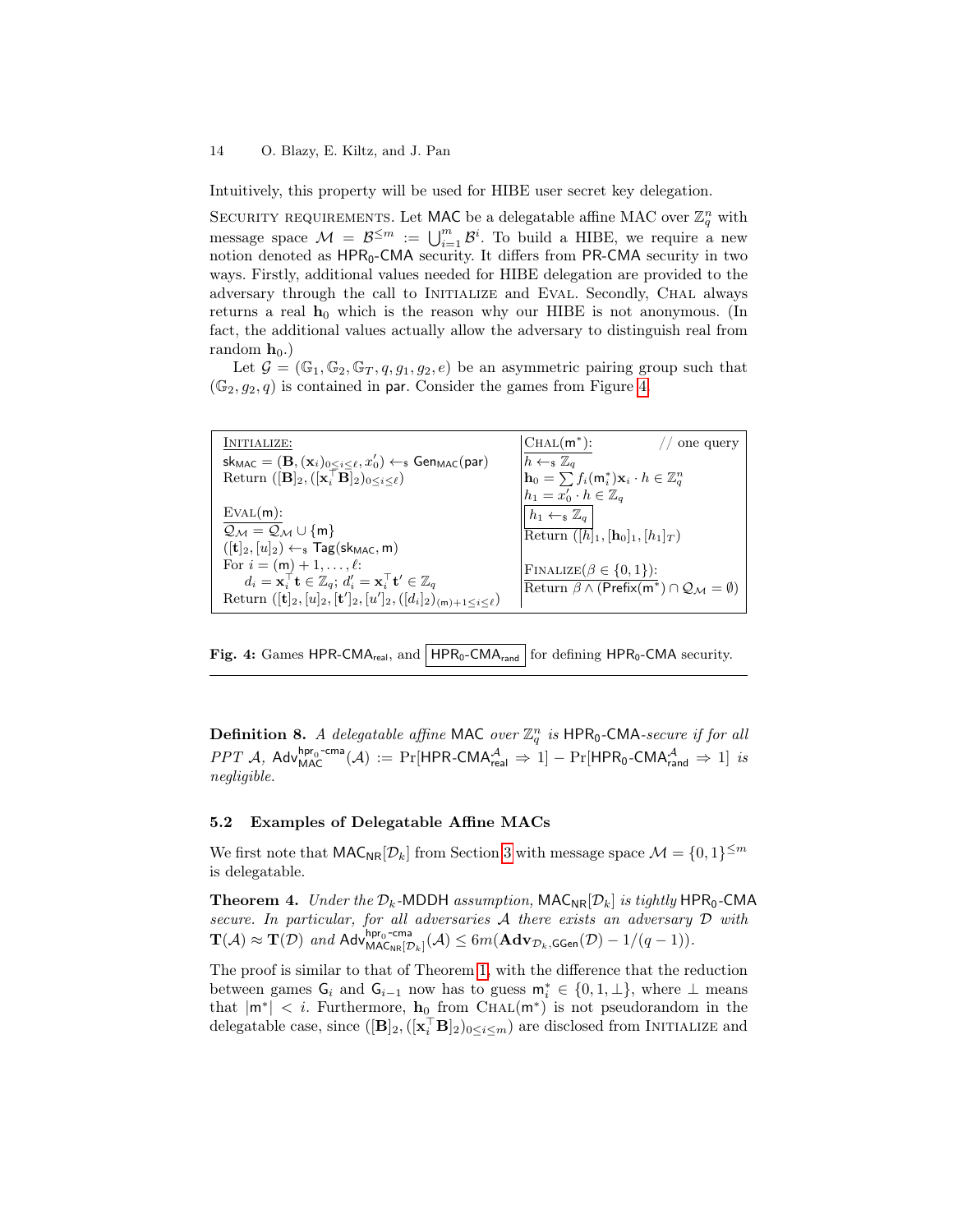Intuitively, this property will be used for HIBE user secret key delegation.

Security requirements. Let $\mathsf{MAC}$ be a delegatable affine MAC over $\mathbb{Z}_q^n$ with message space $\mathcal{M} = \mathcal{B}^{\leq m} := \bigcup_{i=1}^{m} \mathcal{B}^i$. To build a HIBE, we require a new notion denoted as $\mathsf{HPR_0}$-$\mathsf{CMA}$ security. It differs from $\mathsf{PR}$-$\mathsf{CMA}$ security in two ways. Firstly, additional values needed for HIBE delegation are provided to the adversary through the call to Initialize and Eval. Secondly, Chal always returns a real $\mathbf{h}_0$ which is the reason why our HIBE is not anonymous. (In fact, the additional values actually allow the adversary to distinguish real from random $\mathbf{h}_0$.)

Let $\mathcal{G} = (\mathbb{G}_1, \mathbb{G}_2, \mathbb{G}_T, q, g_1, g_2, e)$ be an asymmetric pairing group such that $(\mathbb{G}_2, g_2, q)$ is contained in $\mathsf{par}$. Consider the games from Figure 4.

| | |
|---|---|
| Initialize: <br> $\mathsf{sk_{MAC}} = (\mathbf{B}, (\mathbf{x}_i)_{0\leq i\leq \ell}, x_0') \leftarrow_{\$} \mathsf{Gen_{MAC}}(\mathsf{par})$ <br> Return $([\mathbf{B}]_2, ([\mathbf{x}_i^\top \mathbf{B}]_2)_{0\leq i\leq \ell})$ <br><br> Eval($\mathsf{m}$): <br> $\mathcal{Q_M} = \mathcal{Q_M} \cup \{\mathsf{m}\}$ <br> $([\mathbf{t}]_2, [u]_2) \leftarrow_{\$} \mathsf{Tag}(\mathsf{sk_{MAC}}, \mathsf{m})$ <br> For $i = (\mathsf{m})+1, \ldots, \ell$: <br> $d_i = \mathbf{x}_i^\top \mathbf{t} \in \mathbb{Z}_q$; $d_i' = \mathbf{x}_i^\top \mathbf{t}' \in \mathbb{Z}_q$ <br> Return $([\mathbf{t}]_2, [u]_2, [\mathbf{t}']_2, [u']_2, ([d_i]_2)_{(\mathsf{m})+1\leq i\leq \ell})$ | Chal($\mathsf{m}^*$): // one query <br> $h \leftarrow_{\$} \mathbb{Z}_q$ <br> $\mathbf{h}_0 = \sum f_i(\mathsf{m}_i^*)\mathbf{x}_i \cdot h \in \mathbb{Z}_q^n$ <br> $h_1 = x_0' \cdot h \in \mathbb{Z}_q$ <br> $\boxed{h_1 \leftarrow_{\$} \mathbb{Z}_q}$ <br> Return $([h]_1, [\mathbf{h}_0]_1, [h_1]_T)$ <br><br> Finalize($\beta \in \{0,1\}$): <br> Return $\beta \wedge (\mathsf{Prefix}(\mathsf{m}^*) \cap \mathcal{Q_M} = \emptyset)$ |

**Fig. 4:** Games $\mathsf{HPR}$-$\mathsf{CMA_{real}}$, and $\boxed{\mathsf{HPR_0}\text{-}\mathsf{CMA_{rand}}}$ for defining $\mathsf{HPR_0}$-$\mathsf{CMA}$ security.

**Definition 8.** *A delegatable affine* $\mathsf{MAC}$ *over* $\mathbb{Z}_q^n$ *is* $\mathsf{HPR_0}$-$\mathsf{CMA}$*-secure if for all PPT* $\mathcal{A}$, $\mathsf{Adv}^{\mathsf{hpr_0\text{-}cma}}_{\mathsf{MAC}}(\mathcal{A}) := \Pr[\mathsf{HPR}\text{-}\mathsf{CMA}^{\mathcal{A}}_{\mathsf{real}} \Rightarrow 1] - \Pr[\mathsf{HPR_0}\text{-}\mathsf{CMA}^{\mathcal{A}}_{\mathsf{rand}} \Rightarrow 1]$ *is negligible.*

### 5.2 Examples of Delegatable Affine MACs

We first note that $\mathsf{MAC_{NR}}[\mathcal{D}_k]$ from Section 3 with message space $\mathcal{M} = \{0,1\}^{\leq m}$ is delegatable.

**Theorem 4.** *Under the* $\mathcal{D}_k$-$\mathsf{MDDH}$ *assumption,* $\mathsf{MAC_{NR}}[\mathcal{D}_k]$ *is tightly* $\mathsf{HPR_0}$-$\mathsf{CMA}$ *secure. In particular, for all adversaries* $\mathcal{A}$ *there exists an adversary* $\mathcal{D}$ *with* $\mathbf{T}(\mathcal{A}) \approx \mathbf{T}(\mathcal{D})$ *and* $\mathsf{Adv}^{\mathsf{hpr_0\text{-}cma}}_{\mathsf{MAC_{NR}}[\mathcal{D}_k]}(\mathcal{A}) \leq 6m(\mathbf{Adv}_{\mathcal{D}_k,\mathsf{GGen}}(\mathcal{D}) - 1/(q-1))$.

The proof is similar to that of Theorem 1, with the difference that the reduction between games $\mathsf{G}_i$ and $\mathsf{G}_{i-1}$ now has to guess $\mathsf{m}_i^* \in \{0,1,\perp\}$, where $\perp$ means that $|\mathsf{m}^*| < i$. Furthermore, $\mathbf{h}_0$ from Chal($\mathsf{m}^*$) is not pseudorandom in the delegatable case, since $([\mathbf{B}]_2, ([\mathbf{x}_i^\top \mathbf{B}]_2)_{0\leq i\leq m})$ are disclosed from Initialize and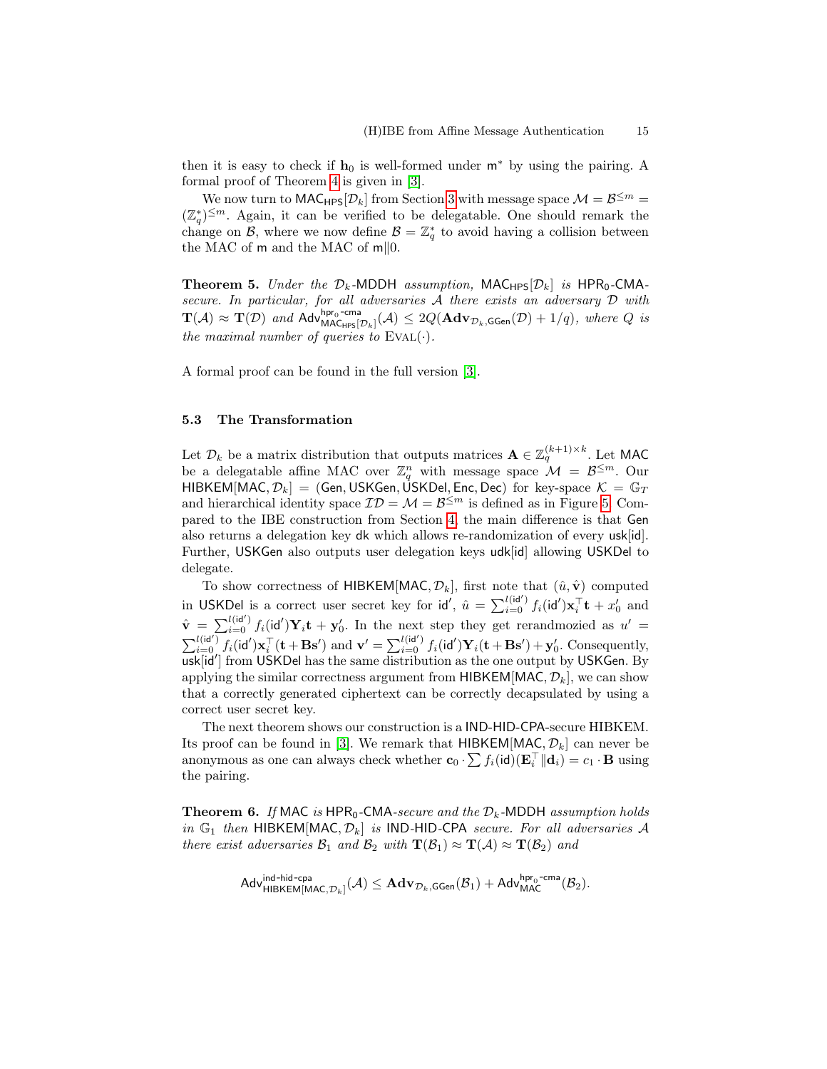then it is easy to check if $\mathbf{h}_0$ is well-formed under $\mathsf{m}^*$ by using the pairing. A formal proof of Theorem 4 is given in [3].

We now turn to $\mathsf{MAC}_{\mathsf{HPS}}[\mathcal{D}_k]$ from Section 3 with message space $\mathcal{M} = \mathcal{B}^{\leq m} = (\mathbb{Z}_q^*)^{\leq m}$. Again, it can be verified to be delegatable. One should remark the change on $\mathcal{B}$, where we now define $\mathcal{B} = \mathbb{Z}_q^*$ to avoid having a collision between the MAC of $\mathsf{m}$ and the MAC of $\mathsf{m}\|0$.

**Theorem 5.** *Under the $\mathcal{D}_k$-MDDH assumption, $\mathsf{MAC}_{\mathsf{HPS}}[\mathcal{D}_k]$ is $\mathsf{HPR}_0$-$\mathsf{CMA}$-secure. In particular, for all adversaries $\mathcal{A}$ there exists an adversary $\mathcal{D}$ with $\mathbf{T}(\mathcal{A}) \approx \mathbf{T}(\mathcal{D})$ and $\mathsf{Adv}^{\mathsf{hpr}_0\text{-}\mathsf{cma}}_{\mathsf{MAC}_{\mathsf{HPS}}[\mathcal{D}_k]}(\mathcal{A}) \leq 2Q(\mathbf{Adv}_{\mathcal{D}_k,\mathsf{GGen}}(\mathcal{D}) + 1/q)$, where $Q$ is the maximal number of queries to $\textsc{Eval}(\cdot)$.*

A formal proof can be found in the full version [3].

### 5.3 The Transformation

Let $\mathcal{D}_k$ be a matrix distribution that outputs matrices $\mathbf{A} \in \mathbb{Z}_q^{(k+1)\times k}$. Let $\mathsf{MAC}$ be a delegatable affine MAC over $\mathbb{Z}_q^n$ with message space $\mathcal{M} = \mathcal{B}^{\leq m}$. Our $\mathsf{HIBKEM}[\mathsf{MAC}, \mathcal{D}_k] = (\mathsf{Gen}, \mathsf{USKGen}, \mathsf{USKDel}, \mathsf{Enc}, \mathsf{Dec})$ for key-space $\mathcal{K} = \mathbb{G}_T$ and hierarchical identity space $\mathcal{ID} = \mathcal{M} = \mathcal{B}^{\leq m}$ is defined as in Figure 5. Compared to the IBE construction from Section 4, the main difference is that $\mathsf{Gen}$ also returns a delegation key $\mathsf{dk}$ which allows re-randomization of every $\mathsf{usk}[\mathsf{id}]$. Further, $\mathsf{USKGen}$ also outputs user delegation keys $\mathsf{udk}[\mathsf{id}]$ allowing $\mathsf{USKDel}$ to delegate.

To show correctness of $\mathsf{HIBKEM}[\mathsf{MAC}, \mathcal{D}_k]$, first note that $(\hat{u}, \hat{\mathbf{v}})$ computed in $\mathsf{USKDel}$ is a correct user secret key for $\mathsf{id}'$, $\hat{u} = \sum_{i=0}^{l(\mathsf{id}')} f_i(\mathsf{id}')\mathbf{x}_i^\top \mathbf{t} + x_0'$ and $\hat{\mathbf{v}} = \sum_{i=0}^{l(\mathsf{id}')} f_i(\mathsf{id}')\mathbf{Y}_i \mathbf{t} + \mathbf{y}_0'$. In the next step they get rerandmozied as $u' = \sum_{i=0}^{l(\mathsf{id}')} f_i(\mathsf{id}')\mathbf{x}_i^\top(\mathbf{t} + \mathbf{B}\mathbf{s}')$ and $\mathbf{v}' = \sum_{i=0}^{l(\mathsf{id}')} f_i(\mathsf{id}')\mathbf{Y}_i(\mathbf{t} + \mathbf{B}\mathbf{s}') + \mathbf{y}_0'$. Consequently, $\mathsf{usk}[\mathsf{id}']$ from $\mathsf{USKDel}$ has the same distribution as the one output by $\mathsf{USKGen}$. By applying the similar correctness argument from $\mathsf{HIBKEM}[\mathsf{MAC}, \mathcal{D}_k]$, we can show that a correctly generated ciphertext can be correctly decapsulated by using a correct user secret key.

The next theorem shows our construction is a $\mathsf{IND}$-$\mathsf{HID}$-$\mathsf{CPA}$-secure HIBKEM. Its proof can be found in [3]. We remark that $\mathsf{HIBKEM}[\mathsf{MAC}, \mathcal{D}_k]$ can never be anonymous as one can always check whether $\mathbf{c}_0 \cdot \sum f_i(\mathsf{id})(\mathbf{E}_i^\top \| \mathbf{d}_i) = c_1 \cdot \mathbf{B}$ using the pairing.

**Theorem 6.** *If $\mathsf{MAC}$ is $\mathsf{HPR}_0$-$\mathsf{CMA}$-secure and the $\mathcal{D}_k$-MDDH assumption holds in $\mathbb{G}_1$ then $\mathsf{HIBKEM}[\mathsf{MAC}, \mathcal{D}_k]$ is $\mathsf{IND}$-$\mathsf{HID}$-$\mathsf{CPA}$ secure. For all adversaries $\mathcal{A}$ there exist adversaries $\mathcal{B}_1$ and $\mathcal{B}_2$ with $\mathbf{T}(\mathcal{B}_1) \approx \mathbf{T}(\mathcal{A}) \approx \mathbf{T}(\mathcal{B}_2)$ and*

$$\mathsf{Adv}^{\mathsf{ind}\text{-}\mathsf{hid}\text{-}\mathsf{cpa}}_{\mathsf{HIBKEM}[\mathsf{MAC},\mathcal{D}_k]}(\mathcal{A}) \leq \mathbf{Adv}_{\mathcal{D}_k,\mathsf{GGen}}(\mathcal{B}_1) + \mathsf{Adv}^{\mathsf{hpr}_0\text{-}\mathsf{cma}}_{\mathsf{MAC}}(\mathcal{B}_2).$$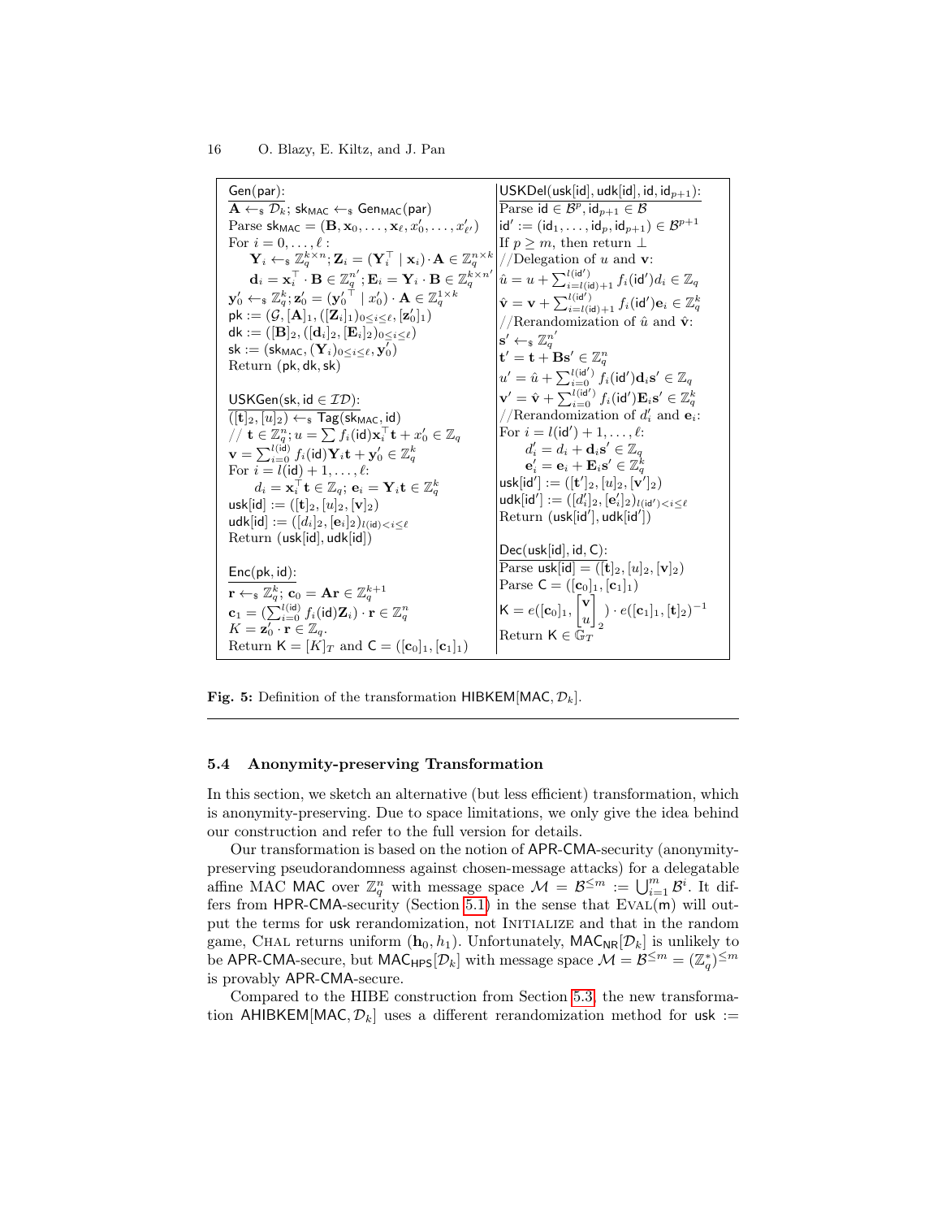**Gen(par):**

$\mathbf{A} \leftarrow_\$ \mathcal{D}_k$; $\mathsf{sk}_{\mathsf{MAC}} \leftarrow_\$ \mathsf{Gen}_{\mathsf{MAC}}(\mathsf{par})$
Parse $\mathsf{sk}_{\mathsf{MAC}} = (\mathbf{B}, \mathbf{x}_0, \ldots, \mathbf{x}_\ell, x'_0, \ldots, x'_{\ell'})$
For $i = 0, \ldots, \ell$ :
  $\mathbf{Y}_i \leftarrow_\$ \mathbb{Z}_q^{k \times n}$; $\mathbf{Z}_i = (\mathbf{Y}_i^\top \mid \mathbf{x}_i) \cdot \mathbf{A} \in \mathbb{Z}_q^{n \times k}$
  $\mathbf{d}_i = \mathbf{x}_i^\top \cdot \mathbf{B} \in \mathbb{Z}_q^{n'}$; $\mathbf{E}_i = \mathbf{Y}_i \cdot \mathbf{B} \in \mathbb{Z}_q^{k \times n'}$
$\mathbf{y}'_0 \leftarrow_\$ \mathbb{Z}_q^k$; $\mathbf{z}'_0 = (\mathbf{y}_0'^\top \mid x'_0) \cdot \mathbf{A} \in \mathbb{Z}_q^{1 \times k}$
$\mathsf{pk} := (\mathcal{G}, [\mathbf{A}]_1, ([\mathbf{Z}_i]_1)_{0 \le i \le \ell}, [\mathbf{z}'_0]_1)$
$\mathsf{dk} := ([\mathbf{B}]_2, ([\mathbf{d}_i]_2, [\mathbf{E}_i]_2)_{0 \le i \le \ell})$
$\mathsf{sk} := (\mathsf{sk}_{\mathsf{MAC}}, (\mathbf{Y}_i)_{0 \le i \le \ell}, \mathbf{y}'_0)$
Return $(\mathsf{pk}, \mathsf{dk}, \mathsf{sk})$

**USKGen(sk, id $\in \mathcal{ID}$):**

$([\mathbf{t}]_2, [u]_2) \leftarrow_\$ \mathsf{Tag}(\mathsf{sk}_{\mathsf{MAC}}, \mathsf{id})$
// $\mathbf{t} \in \mathbb{Z}_q^n$; $u = \sum f_i(\mathsf{id}) \mathbf{x}_i^\top \mathbf{t} + x'_0 \in \mathbb{Z}_q$
$\mathbf{v} = \sum_{i=0}^{l(\mathsf{id})} f_i(\mathsf{id}) \mathbf{Y}_i \mathbf{t} + \mathbf{y}'_0 \in \mathbb{Z}_q^k$
For $i = l(\mathsf{id}) + 1, \ldots, \ell$:
  $d_i = \mathbf{x}_i^\top \mathbf{t} \in \mathbb{Z}_q$; $\mathbf{e}_i = \mathbf{Y}_i \mathbf{t} \in \mathbb{Z}_q^k$
$\mathsf{usk}[\mathsf{id}] := ([\mathbf{t}]_2, [u]_2, [\mathbf{v}]_2)$
$\mathsf{udk}[\mathsf{id}] := ([d_i]_2, [\mathbf{e}_i]_2)_{l(\mathsf{id}) < i \le \ell}$
Return $(\mathsf{usk}[\mathsf{id}], \mathsf{udk}[\mathsf{id}])$

**Enc(pk, id):**

$\mathbf{r} \leftarrow_\$ \mathbb{Z}_q^k$; $\mathbf{c}_0 = \mathbf{A}\mathbf{r} \in \mathbb{Z}_q^{k+1}$
$\mathbf{c}_1 = (\sum_{i=0}^{l(\mathsf{id})} f_i(\mathsf{id}) \mathbf{Z}_i) \cdot \mathbf{r} \in \mathbb{Z}_q^n$
$K = \mathbf{z}'_0 \cdot \mathbf{r} \in \mathbb{Z}_q$.
Return $\mathsf{K} = [K]_T$ and $\mathsf{C} = ([\mathbf{c}_0]_1, [\mathbf{c}_1]_1)$

**USKDel(usk[id], udk[id], id, id$_{p+1}$):**

Parse $\mathsf{id} \in \mathcal{B}^p$, $\mathsf{id}_{p+1} \in \mathcal{B}$
$\mathsf{id}' := (\mathsf{id}_1, \ldots, \mathsf{id}_p, \mathsf{id}_{p+1}) \in \mathcal{B}^{p+1}$
If $p \ge m$, then return $\perp$
//Delegation of $u$ and $\mathbf{v}$:
$\hat{u} = u + \sum_{i=l(\mathsf{id})+1}^{l(\mathsf{id}')} f_i(\mathsf{id}') d_i \in \mathbb{Z}_q$
$\hat{\mathbf{v}} = \mathbf{v} + \sum_{i=l(\mathsf{id})+1}^{l(\mathsf{id}')} f_i(\mathsf{id}') \mathbf{e}_i \in \mathbb{Z}_q^k$
//Rerandomization of $\hat{u}$ and $\hat{\mathbf{v}}$:
$\mathbf{s}' \leftarrow_\$ \mathbb{Z}_q^{n'}$
$\mathbf{t}' = \mathbf{t} + \mathbf{B}\mathbf{s}' \in \mathbb{Z}_q^n$
$u' = \hat{u} + \sum_{i=0}^{l(\mathsf{id}')} f_i(\mathsf{id}') \mathbf{d}_i \mathbf{s}' \in \mathbb{Z}_q$
$\mathbf{v}' = \hat{\mathbf{v}} + \sum_{i=0}^{l(\mathsf{id}')} f_i(\mathsf{id}') \mathbf{E}_i \mathbf{s}' \in \mathbb{Z}_q^k$
//Rerandomization of $d'_i$ and $\mathbf{e}_i$:
For $i = l(\mathsf{id}') + 1, \ldots, \ell$:
  $d'_i = d_i + \mathbf{d}_i \mathbf{s}' \in \mathbb{Z}_q$
  $\mathbf{e}'_i = \mathbf{e}_i + \mathbf{E}_i \mathbf{s}' \in \mathbb{Z}_q^k$
$\mathsf{usk}[\mathsf{id}'] := ([\mathbf{t}']_2, [u]_2, [\mathbf{v}']_2)$
$\mathsf{udk}[\mathsf{id}'] := ([d'_i]_2, [\mathbf{e}'_i]_2)_{l(\mathsf{id}') < i \le \ell}$
Return $(\mathsf{usk}[\mathsf{id}'], \mathsf{udk}[\mathsf{id}'])$

**Dec(usk[id], id, C):**

Parse $\mathsf{usk}[\mathsf{id}] = ([\mathbf{t}]_2, [u]_2, [\mathbf{v}]_2)$
Parse $\mathsf{C} = ([\mathbf{c}_0]_1, [\mathbf{c}_1]_1)$
$\mathsf{K} = e([\mathbf{c}_0]_1, \begin{bmatrix} \mathbf{v} \\ u \end{bmatrix}_2) \cdot e([\mathbf{c}_1]_1, [\mathbf{t}]_2)^{-1}$
Return $\mathsf{K} \in \mathbb{G}_T$

**Fig. 5:** Definition of the transformation $\mathsf{HIBKEM}[\mathsf{MAC}, \mathcal{D}_k]$.

### 5.4 Anonymity-preserving Transformation

In this section, we sketch an alternative (but less efficient) transformation, which is anonymity-preserving. Due to space limitations, we only give the idea behind our construction and refer to the full version for details.

Our transformation is based on the notion of APR-CMA-security (anonymity-preserving pseudorandomness against chosen-message attacks) for a delegatable affine MAC MAC over $\mathbb{Z}_q^n$ with message space $\mathcal{M} = \mathcal{B}^{\le m} := \bigcup_{i=1}^m \mathcal{B}^i$. It differs from HPR-CMA-security (Section 5.1) in the sense that EVAL(m) will output the terms for usk rerandomization, not INITIALIZE and that in the random game, CHAL returns uniform $(\mathbf{h}_0, h_1)$. Unfortunately, $\mathsf{MAC}_{\mathsf{NR}}[\mathcal{D}_k]$ is unlikely to be APR-CMA-secure, but $\mathsf{MAC}_{\mathsf{HPS}}[\mathcal{D}_k]$ with message space $\mathcal{M} = \mathcal{B}^{\le m} = (\mathbb{Z}_q^*)^{\le m}$ is provably APR-CMA-secure.

Compared to the HIBE construction from Section 5.3, the new transformation $\mathsf{AHIBKEM}[\mathsf{MAC}, \mathcal{D}_k]$ uses a different rerandomization method for usk :=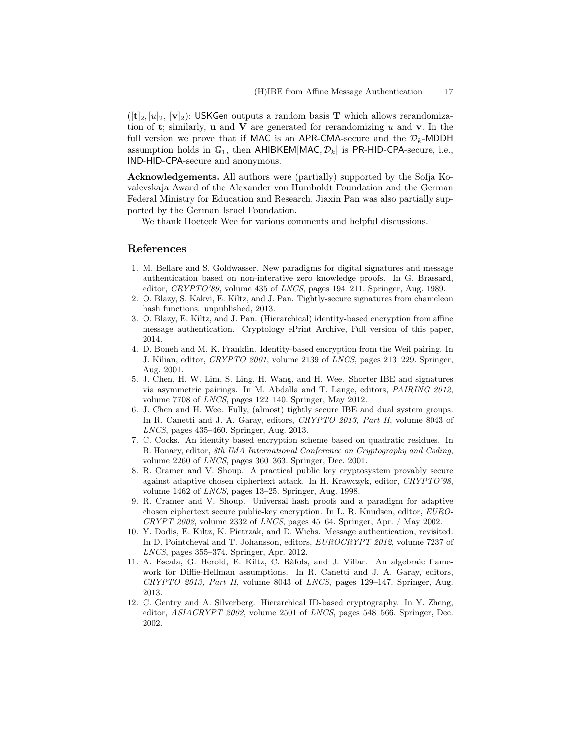$([\mathbf{t}]_2, [u]_2, [\mathbf{v}]_2)$: $\mathsf{USKGen}$ outputs a random basis $\mathbf{T}$ which allows rerandomization of $\mathbf{t}$; similarly, $\mathbf{u}$ and $\mathbf{V}$ are generated for rerandomizing $u$ and $\mathbf{v}$. In the full version we prove that if $\mathsf{MAC}$ is an $\mathsf{APR\text{-}CMA}$-secure and the $\mathcal{D}_k$-$\mathsf{MDDH}$ assumption holds in $\mathbb{G}_1$, then $\mathsf{AHIBKEM}[\mathsf{MAC}, \mathcal{D}_k]$ is $\mathsf{PR\text{-}HID\text{-}CPA}$-secure, i.e., $\mathsf{IND\text{-}HID\text{-}CPA}$-secure and anonymous.

**Acknowledgements.** All authors were (partially) supported by the Sofja Kovalevskaja Award of the Alexander von Humboldt Foundation and the German Federal Ministry for Education and Research. Jiaxin Pan was also partially supported by the German Israel Foundation.

We thank Hoeteck Wee for various comments and helpful discussions.

## References

1. M. Bellare and S. Goldwasser. New paradigms for digital signatures and message authentication based on non-interative zero knowledge proofs. In G. Brassard, editor, *CRYPTO'89*, volume 435 of *LNCS*, pages 194–211. Springer, Aug. 1989.
2. O. Blazy, S. Kakvi, E. Kiltz, and J. Pan. Tightly-secure signatures from chameleon hash functions. unpublished, 2013.
3. O. Blazy, E. Kiltz, and J. Pan. (Hierarchical) identity-based encryption from affine message authentication. Cryptology ePrint Archive, Full version of this paper, 2014.
4. D. Boneh and M. K. Franklin. Identity-based encryption from the Weil pairing. In J. Kilian, editor, *CRYPTO 2001*, volume 2139 of *LNCS*, pages 213–229. Springer, Aug. 2001.
5. J. Chen, H. W. Lim, S. Ling, H. Wang, and H. Wee. Shorter IBE and signatures via asymmetric pairings. In M. Abdalla and T. Lange, editors, *PAIRING 2012*, volume 7708 of *LNCS*, pages 122–140. Springer, May 2012.
6. J. Chen and H. Wee. Fully, (almost) tightly secure IBE and dual system groups. In R. Canetti and J. A. Garay, editors, *CRYPTO 2013, Part II*, volume 8043 of *LNCS*, pages 435–460. Springer, Aug. 2013.
7. C. Cocks. An identity based encryption scheme based on quadratic residues. In B. Honary, editor, *8th IMA International Conference on Cryptography and Coding*, volume 2260 of *LNCS*, pages 360–363. Springer, Dec. 2001.
8. R. Cramer and V. Shoup. A practical public key cryptosystem provably secure against adaptive chosen ciphertext attack. In H. Krawczyk, editor, *CRYPTO'98*, volume 1462 of *LNCS*, pages 13–25. Springer, Aug. 1998.
9. R. Cramer and V. Shoup. Universal hash proofs and a paradigm for adaptive chosen ciphertext secure public-key encryption. In L. R. Knudsen, editor, *EUROCRYPT 2002*, volume 2332 of *LNCS*, pages 45–64. Springer, Apr. / May 2002.
10. Y. Dodis, E. Kiltz, K. Pietrzak, and D. Wichs. Message authentication, revisited. In D. Pointcheval and T. Johansson, editors, *EUROCRYPT 2012*, volume 7237 of *LNCS*, pages 355–374. Springer, Apr. 2012.
11. A. Escala, G. Herold, E. Kiltz, C. Ràfols, and J. Villar. An algebraic framework for Diffie-Hellman assumptions. In R. Canetti and J. A. Garay, editors, *CRYPTO 2013, Part II*, volume 8043 of *LNCS*, pages 129–147. Springer, Aug. 2013.
12. C. Gentry and A. Silverberg. Hierarchical ID-based cryptography. In Y. Zheng, editor, *ASIACRYPT 2002*, volume 2501 of *LNCS*, pages 548–566. Springer, Dec. 2002.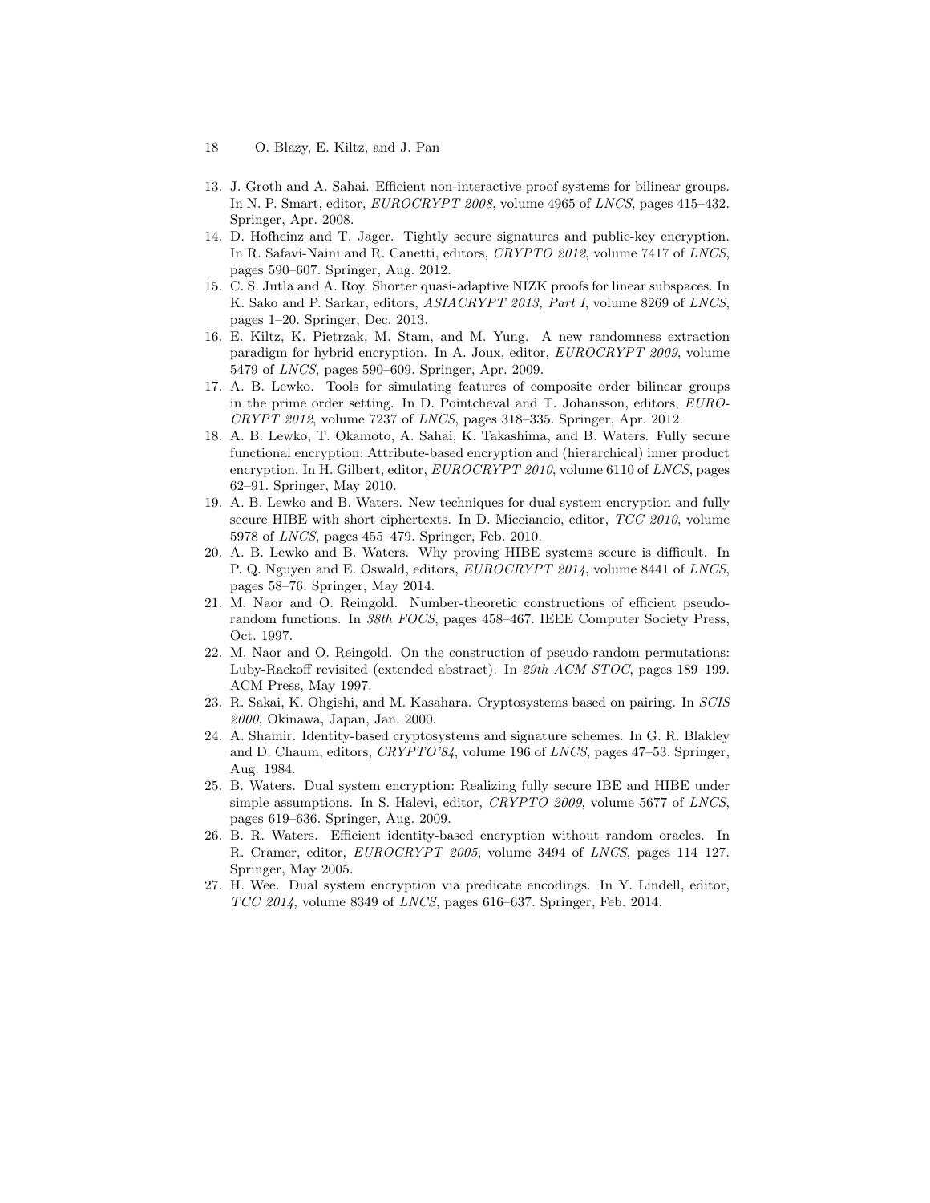13. J. Groth and A. Sahai. Efficient non-interactive proof systems for bilinear groups. In N. P. Smart, editor, *EUROCRYPT 2008*, volume 4965 of *LNCS*, pages 415–432. Springer, Apr. 2008.
14. D. Hofheinz and T. Jager. Tightly secure signatures and public-key encryption. In R. Safavi-Naini and R. Canetti, editors, *CRYPTO 2012*, volume 7417 of *LNCS*, pages 590–607. Springer, Aug. 2012.
15. C. S. Jutla and A. Roy. Shorter quasi-adaptive NIZK proofs for linear subspaces. In K. Sako and P. Sarkar, editors, *ASIACRYPT 2013, Part I*, volume 8269 of *LNCS*, pages 1–20. Springer, Dec. 2013.
16. E. Kiltz, K. Pietrzak, M. Stam, and M. Yung. A new randomness extraction paradigm for hybrid encryption. In A. Joux, editor, *EUROCRYPT 2009*, volume 5479 of *LNCS*, pages 590–609. Springer, Apr. 2009.
17. A. B. Lewko. Tools for simulating features of composite order bilinear groups in the prime order setting. In D. Pointcheval and T. Johansson, editors, *EUROCRYPT 2012*, volume 7237 of *LNCS*, pages 318–335. Springer, Apr. 2012.
18. A. B. Lewko, T. Okamoto, A. Sahai, K. Takashima, and B. Waters. Fully secure functional encryption: Attribute-based encryption and (hierarchical) inner product encryption. In H. Gilbert, editor, *EUROCRYPT 2010*, volume 6110 of *LNCS*, pages 62–91. Springer, May 2010.
19. A. B. Lewko and B. Waters. New techniques for dual system encryption and fully secure HIBE with short ciphertexts. In D. Micciancio, editor, *TCC 2010*, volume 5978 of *LNCS*, pages 455–479. Springer, Feb. 2010.
20. A. B. Lewko and B. Waters. Why proving HIBE systems secure is difficult. In P. Q. Nguyen and E. Oswald, editors, *EUROCRYPT 2014*, volume 8441 of *LNCS*, pages 58–76. Springer, May 2014.
21. M. Naor and O. Reingold. Number-theoretic constructions of efficient pseudo-random functions. In *38th FOCS*, pages 458–467. IEEE Computer Society Press, Oct. 1997.
22. M. Naor and O. Reingold. On the construction of pseudo-random permutations: Luby-Rackoff revisited (extended abstract). In *29th ACM STOC*, pages 189–199. ACM Press, May 1997.
23. R. Sakai, K. Ohgishi, and M. Kasahara. Cryptosystems based on pairing. In *SCIS 2000*, Okinawa, Japan, Jan. 2000.
24. A. Shamir. Identity-based cryptosystems and signature schemes. In G. R. Blakley and D. Chaum, editors, *CRYPTO'84*, volume 196 of *LNCS*, pages 47–53. Springer, Aug. 1984.
25. B. Waters. Dual system encryption: Realizing fully secure IBE and HIBE under simple assumptions. In S. Halevi, editor, *CRYPTO 2009*, volume 5677 of *LNCS*, pages 619–636. Springer, Aug. 2009.
26. B. R. Waters. Efficient identity-based encryption without random oracles. In R. Cramer, editor, *EUROCRYPT 2005*, volume 3494 of *LNCS*, pages 114–127. Springer, May 2005.
27. H. Wee. Dual system encryption via predicate encodings. In Y. Lindell, editor, *TCC 2014*, volume 8349 of *LNCS*, pages 616–637. Springer, Feb. 2014.